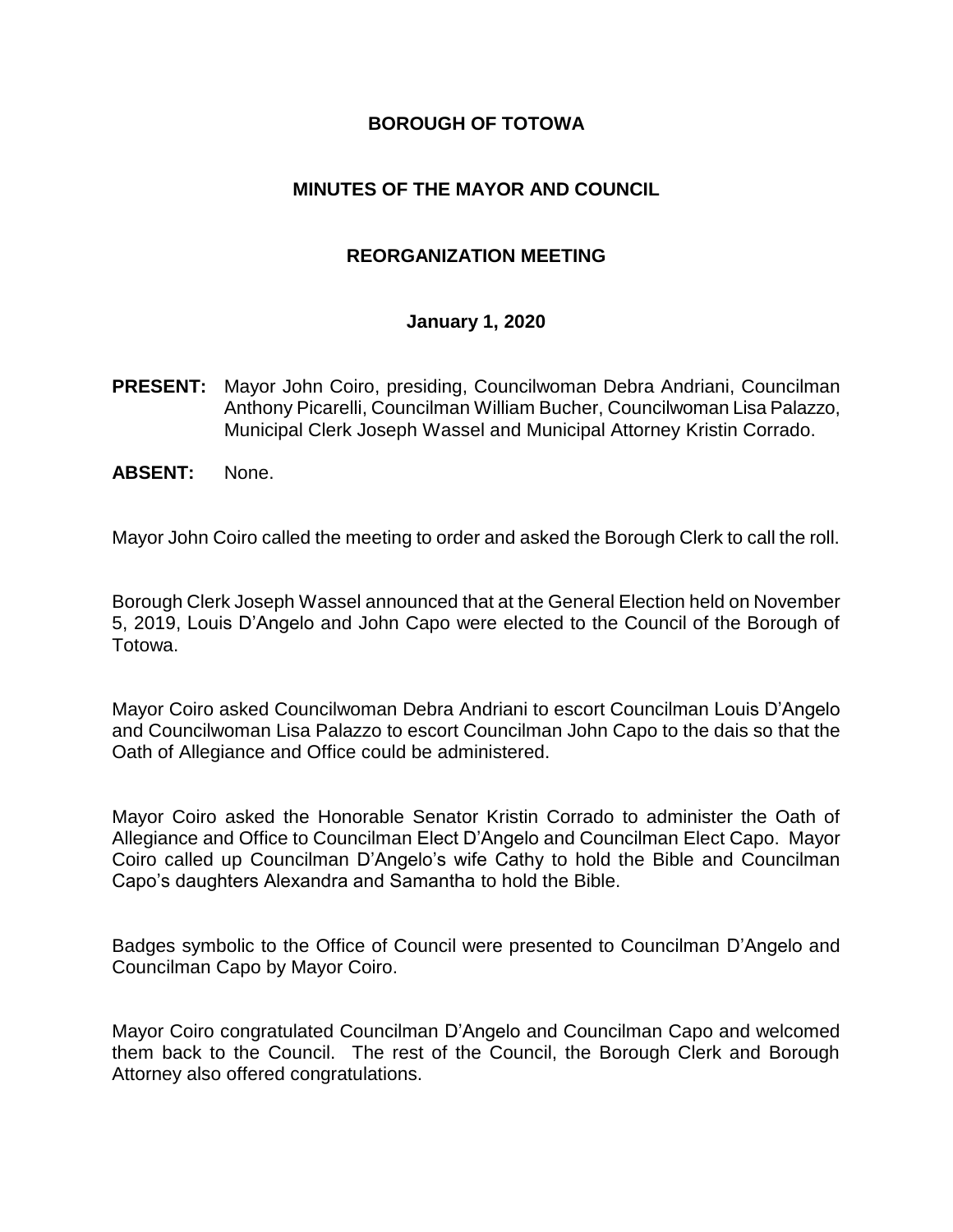# BOROUGH OF TOTOWA

## MINUTES OF THE MAYOR AND COUNCIL

## REORGANIZATION MEETING

**January 1, 2020**

**PRESENT:** Mayor John Coiro, presiding, Councilwoman Debra Andriani, Councilman Anthony Picarelli, Councilman William Bucher, Councilwoman Lisa Palazzo, Municipal Clerk Joseph Wassel and Municipal Attorney Kristin Corrado.

**ABSENT:** None.

Mayor John Coiro called the meeting to order and asked the Borough Clerk to call the roll.

Borough Clerk Joseph Wassel announced that at the General Election held on November 5, 2019, Louis D'Angelo and John Capo were elected to the Council of the Borough of Totowa.

Mayor Coiro asked Councilwoman Debra Andriani to escort Councilman Louis D'Angelo and Councilwoman Lisa Palazzo to escort Councilman John Capo to the dais so that the Oath of Allegiance and Office could be administered.

Mayor Coiro asked the Honorable Senator Kristin Corrado to administer the Oath of Allegiance and Office to Councilman Elect D'Angelo and Councilman Elect Capo. Mayor Coiro called up Councilman D'Angelo's wife Cathy to hold the Bible and Councilman Capo's daughters Alexandra and Samantha to hold the Bible.

Badges symbolic to the Office of Council were presented to Councilman D'Angelo and Councilman Capo by Mayor Coiro.

Mayor Coiro congratulated Councilman D'Angelo and Councilman Capo and welcomed them back to the Council. The rest of the Council, the Borough Clerk and Borough Attorney also offered congratulations.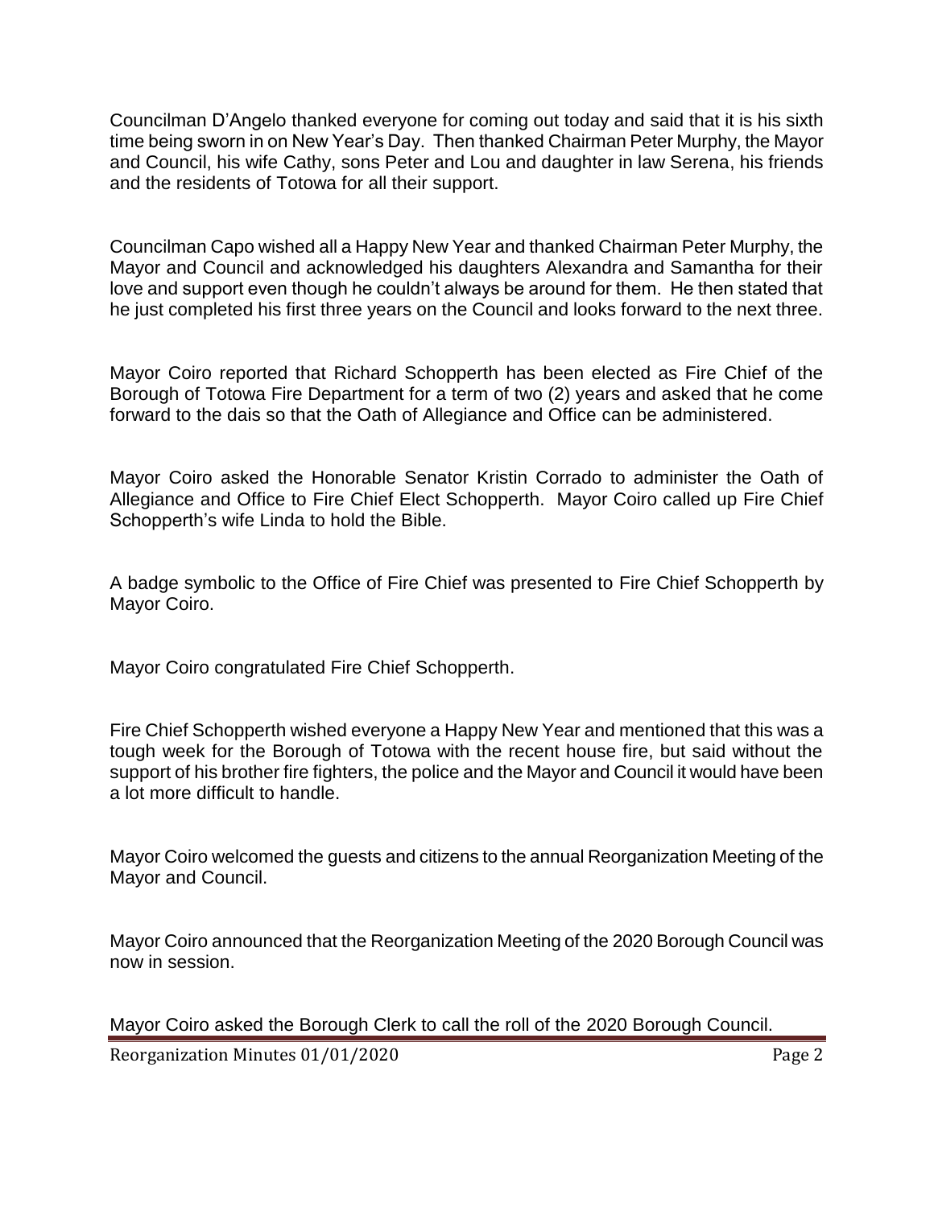Councilman D'Angelo thanked everyone for coming out today and said that it is his sixth time being sworn in on New Year's Day. Then thanked Chairman Peter Murphy, the Mayor and Council, his wife Cathy, sons Peter and Lou and daughter in law Serena, his friends and the residents of Totowa for all their support.

Councilman Capo wished all a Happy New Year and thanked Chairman Peter Murphy, the Mayor and Council and acknowledged his daughters Alexandra and Samantha for their love and support even though he couldn't always be around for them. He then stated that he just completed his first three years on the Council and looks forward to the next three.

Mayor Coiro reported that Richard Schopperth has been elected as Fire Chief of the Borough of Totowa Fire Department for a term of two (2) years and asked that he come forward to the dais so that the Oath of Allegiance and Office can be administered.

Mayor Coiro asked the Honorable Senator Kristin Corrado to administer the Oath of Allegiance and Office to Fire Chief Elect Schopperth. Mayor Coiro called up Fire Chief Schopperth's wife Linda to hold the Bible.

A badge symbolic to the Office of Fire Chief was presented to Fire Chief Schopperth by Mayor Coiro.

Mayor Coiro congratulated Fire Chief Schopperth.

Fire Chief Schopperth wished everyone a Happy New Year and mentioned that this was a tough week for the Borough of Totowa with the recent house fire, but said without the support of his brother fire fighters, the police and the Mayor and Council it would have been a lot more difficult to handle.

Mayor Coiro welcomed the guests and citizens to the annual Reorganization Meeting of the Mayor and Council.

Mayor Coiro announced that the Reorganization Meeting of the 2020 Borough Council was now in session.

Mayor Coiro asked the Borough Clerk to call the roll of the 2020 Borough Council.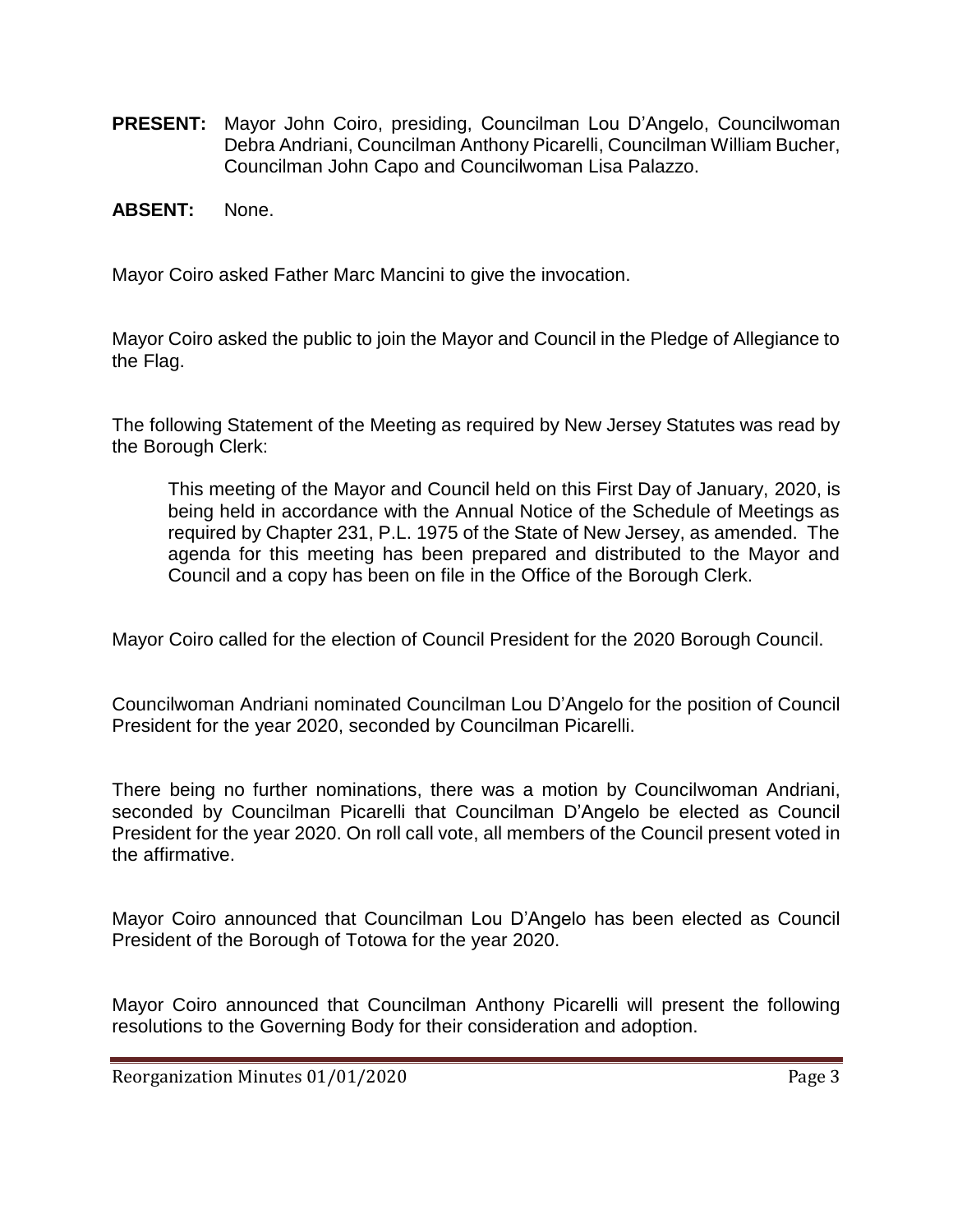**PRESENT:** Mayor John Coiro, presiding, Councilman Lou D'Angelo, Councilwoman Debra Andriani, Councilman Anthony Picarelli, Councilman William Bucher, Councilman John Capo and Councilwoman Lisa Palazzo.

**ABSENT:** None.

Mayor Coiro asked Father Marc Mancini to give the invocation.

Mayor Coiro asked the public to join the Mayor and Council in the Pledge of Allegiance to the Flag.

The following Statement of the Meeting as required by New Jersey Statutes was read by the Borough Clerk:

> This meeting of the Mayor and Council held on this First Day of January, 2020, is being held in accordance with the Annual Notice of the Schedule of Meetings as required by Chapter 231, P.L. 1975 of the State of New Jersey, as amended. The agenda for this meeting has been prepared and distributed to the Mayor and Council and a copy has been on file in the Office of the Borough Clerk.

Mayor Coiro called for the election of Council President for the 2020 Borough Council.

Councilwoman Andriani nominated Councilman Lou D'Angelo for the position of Council President for the year 2020, seconded by Councilman Picarelli.

There being no further nominations, there was a motion by Councilwoman Andriani, seconded by Councilman Picarelli that Councilman D'Angelo be elected as Council President for the year 2020. On roll call vote, all members of the Council present voted in the affirmative.

Mayor Coiro announced that Councilman Lou D'Angelo has been elected as Council President of the Borough of Totowa for the year 2020.

Mayor Coiro announced that Councilman Anthony Picarelli will present the following resolutions to the Governing Body for their consideration and adoption.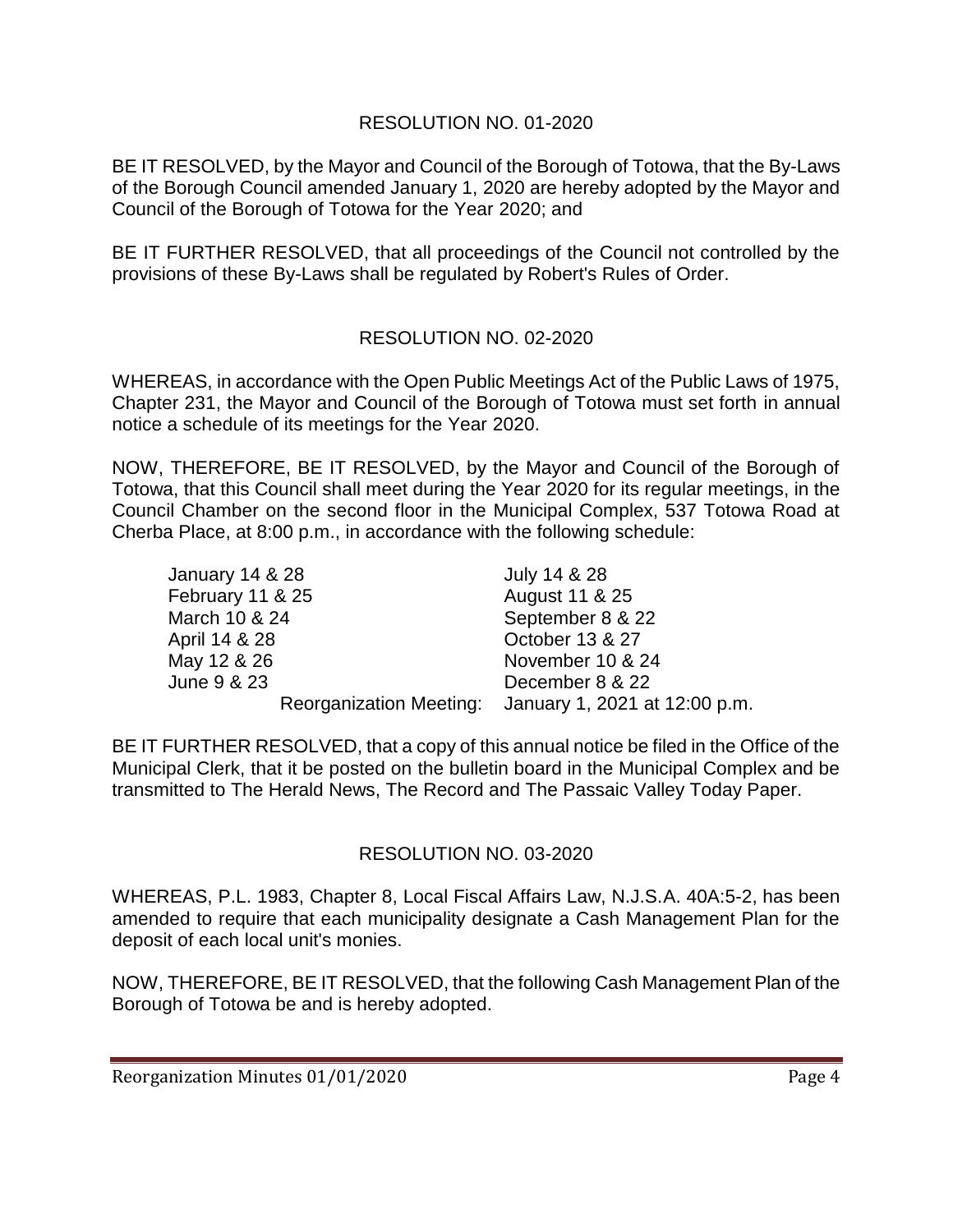## RESOLUTION NO. 01-2020

BE IT RESOLVED, by the Mayor and Council of the Borough of Totowa, that the By-Laws of the Borough Council amended January 1, 2020 are hereby adopted by the Mayor and Council of the Borough of Totowa for the Year 2020; and

BE IT FURTHER RESOLVED, that all proceedings of the Council not controlled by the provisions of these By-Laws shall be regulated by Robert's Rules of Order.

## RESOLUTION NO. 02-2020

WHEREAS, in accordance with the Open Public Meetings Act of the Public Laws of 1975, Chapter 231, the Mayor and Council of the Borough of Totowa must set forth in annual notice a schedule of its meetings for the Year 2020.

NOW, THEREFORE, BE IT RESOLVED, by the Mayor and Council of the Borough of Totowa, that this Council shall meet during the Year 2020 for its regular meetings, in the Council Chamber on the second floor in the Municipal Complex, 537 Totowa Road at Cherba Place, at 8:00 p.m., in accordance with the following schedule:

| | |
|---|---|
| January 14 & 28 | July 14 & 28 |
| February 11 & 25 | August 11 & 25 |
| March 10 & 24 | September 8 & 22 |
| April 14 & 28 | October 13 & 27 |
| May 12 & 26 | November 10 & 24 |
| June 9 & 23 | December 8 & 22 |
| Reorganization Meeting: | January 1, 2021 at 12:00 p.m. |

BE IT FURTHER RESOLVED, that a copy of this annual notice be filed in the Office of the Municipal Clerk, that it be posted on the bulletin board in the Municipal Complex and be transmitted to The Herald News, The Record and The Passaic Valley Today Paper.

## RESOLUTION NO. 03-2020

WHEREAS, P.L. 1983, Chapter 8, Local Fiscal Affairs Law, N.J.S.A. 40A:5-2, has been amended to require that each municipality designate a Cash Management Plan for the deposit of each local unit's monies.

NOW, THEREFORE, BE IT RESOLVED, that the following Cash Management Plan of the Borough of Totowa be and is hereby adopted.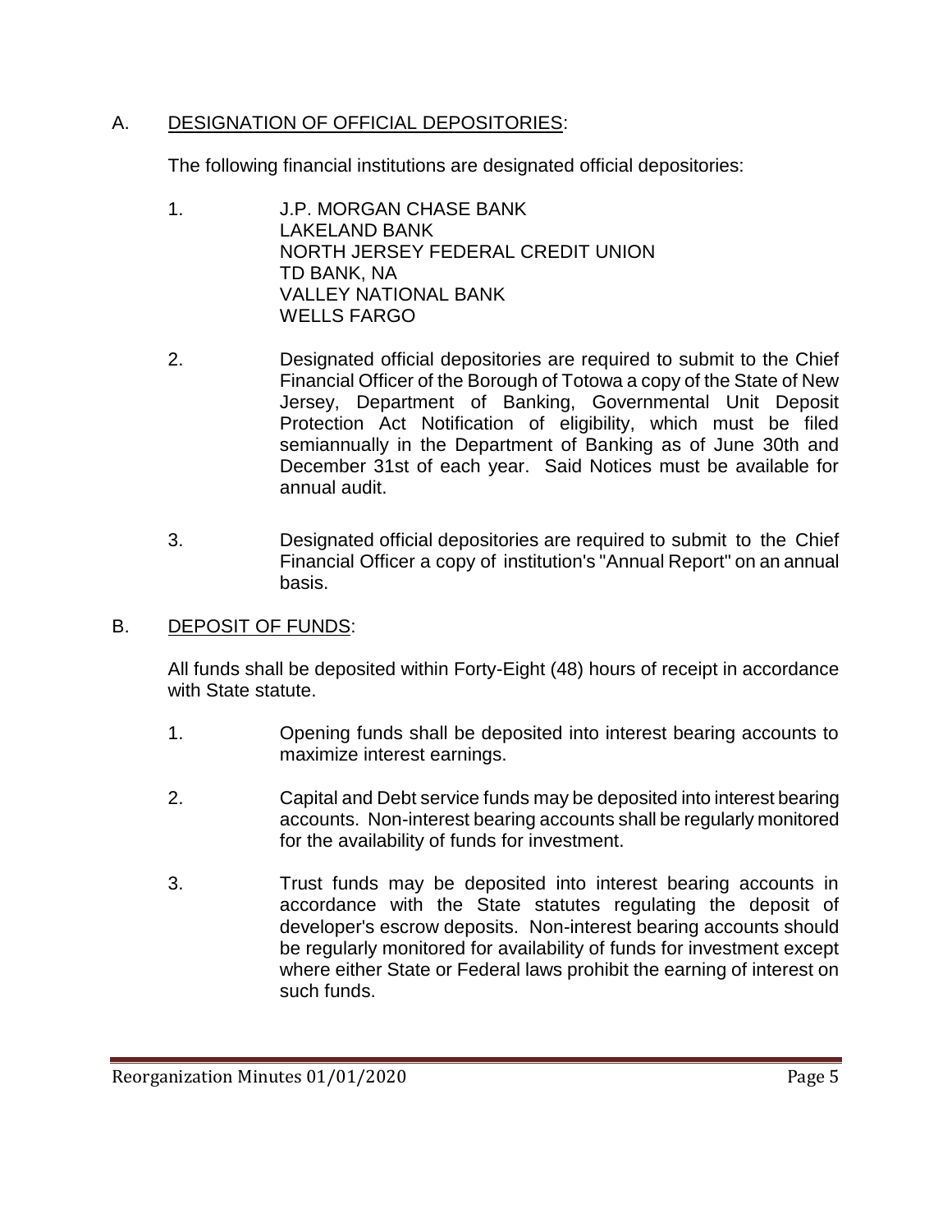A. <u>DESIGNATION OF OFFICIAL DEPOSITORIES</u>:

The following financial institutions are designated official depositories:

1. J.P. MORGAN CHASE BANK
   LAKELAND BANK
   NORTH JERSEY FEDERAL CREDIT UNION
   TD BANK, NA
   VALLEY NATIONAL BANK
   WELLS FARGO

2. Designated official depositories are required to submit to the Chief Financial Officer of the Borough of Totowa a copy of the State of New Jersey, Department of Banking, Governmental Unit Deposit Protection Act Notification of eligibility, which must be filed semiannually in the Department of Banking as of June 30th and December 31st of each year. Said Notices must be available for annual audit.

3. Designated official depositories are required to submit to the Chief Financial Officer a copy of institution's "Annual Report" on an annual basis.

B. <u>DEPOSIT OF FUNDS</u>:

All funds shall be deposited within Forty-Eight (48) hours of receipt in accordance with State statute.

1. Opening funds shall be deposited into interest bearing accounts to maximize interest earnings.

2. Capital and Debt service funds may be deposited into interest bearing accounts. Non-interest bearing accounts shall be regularly monitored for the availability of funds for investment.

3. Trust funds may be deposited into interest bearing accounts in accordance with the State statutes regulating the deposit of developer's escrow deposits. Non-interest bearing accounts should be regularly monitored for availability of funds for investment except where either State or Federal laws prohibit the earning of interest on such funds.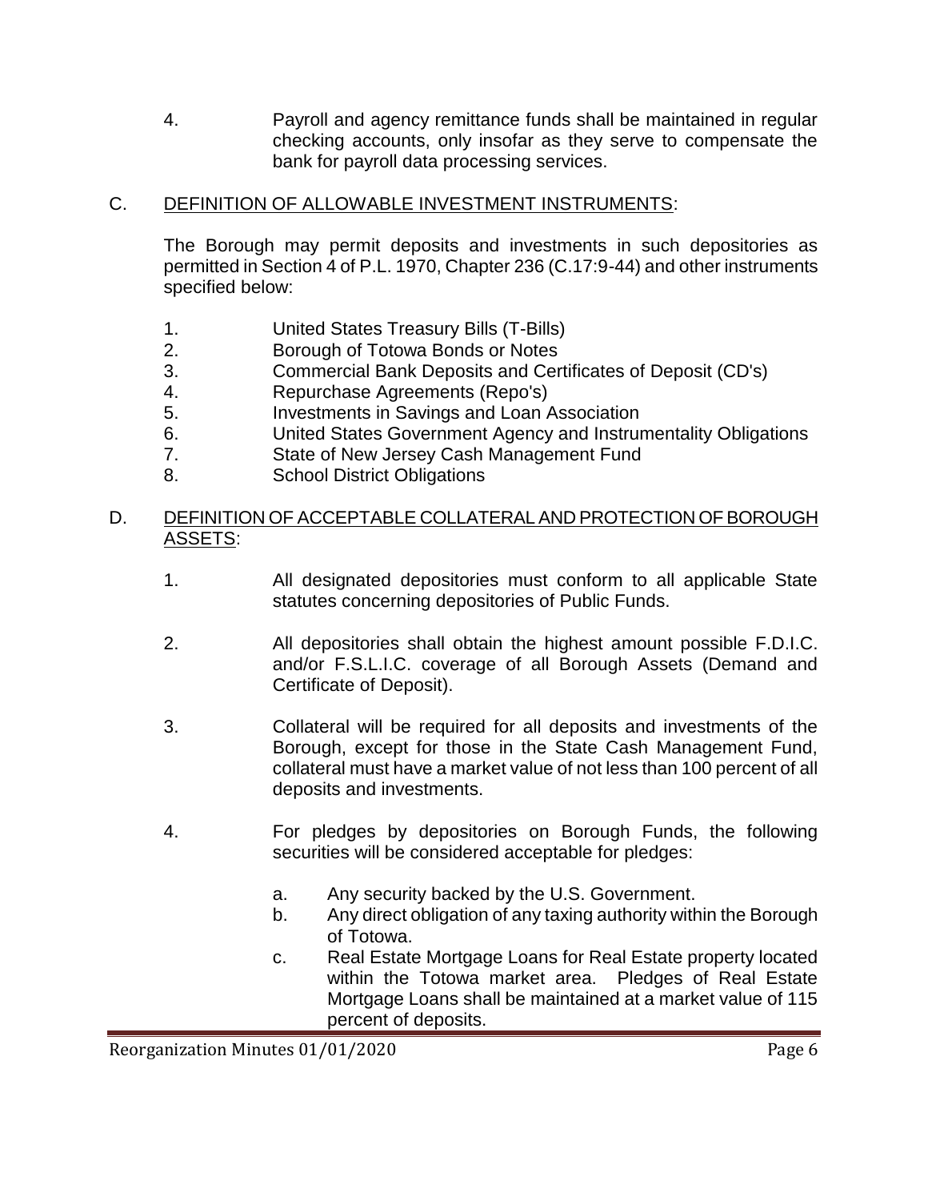4. Payroll and agency remittance funds shall be maintained in regular checking accounts, only insofar as they serve to compensate the bank for payroll data processing services.

C. <u>DEFINITION OF ALLOWABLE INVESTMENT INSTRUMENTS</u>:

The Borough may permit deposits and investments in such depositories as permitted in Section 4 of P.L. 1970, Chapter 236 (C.17:9-44) and other instruments specified below:

1. United States Treasury Bills (T-Bills)
2. Borough of Totowa Bonds or Notes
3. Commercial Bank Deposits and Certificates of Deposit (CD's)
4. Repurchase Agreements (Repo's)
5. Investments in Savings and Loan Association
6. United States Government Agency and Instrumentality Obligations
7. State of New Jersey Cash Management Fund
8. School District Obligations

D. <u>DEFINITION OF ACCEPTABLE COLLATERAL AND PROTECTION OF BOROUGH ASSETS</u>:

1. All designated depositories must conform to all applicable State statutes concerning depositories of Public Funds.

2. All depositories shall obtain the highest amount possible F.D.I.C. and/or F.S.L.I.C. coverage of all Borough Assets (Demand and Certificate of Deposit).

3. Collateral will be required for all deposits and investments of the Borough, except for those in the State Cash Management Fund, collateral must have a market value of not less than 100 percent of all deposits and investments.

4. For pledges by depositories on Borough Funds, the following securities will be considered acceptable for pledges:

   a. Any security backed by the U.S. Government.
   b. Any direct obligation of any taxing authority within the Borough of Totowa.
   c. Real Estate Mortgage Loans for Real Estate property located within the Totowa market area. Pledges of Real Estate Mortgage Loans shall be maintained at a market value of 115 percent of deposits.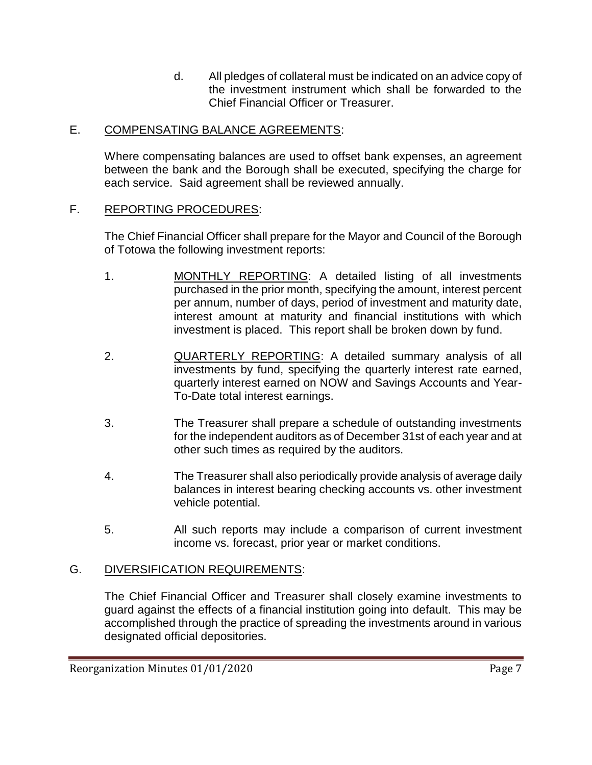d. All pledges of collateral must be indicated on an advice copy of the investment instrument which shall be forwarded to the Chief Financial Officer or Treasurer.

E. COMPENSATING BALANCE AGREEMENTS:

Where compensating balances are used to offset bank expenses, an agreement between the bank and the Borough shall be executed, specifying the charge for each service. Said agreement shall be reviewed annually.

F. REPORTING PROCEDURES:

The Chief Financial Officer shall prepare for the Mayor and Council of the Borough of Totowa the following investment reports:

1. MONTHLY REPORTING: A detailed listing of all investments purchased in the prior month, specifying the amount, interest percent per annum, number of days, period of investment and maturity date, interest amount at maturity and financial institutions with which investment is placed. This report shall be broken down by fund.

2. QUARTERLY REPORTING: A detailed summary analysis of all investments by fund, specifying the quarterly interest rate earned, quarterly interest earned on NOW and Savings Accounts and Year-To-Date total interest earnings.

3. The Treasurer shall prepare a schedule of outstanding investments for the independent auditors as of December 31st of each year and at other such times as required by the auditors.

4. The Treasurer shall also periodically provide analysis of average daily balances in interest bearing checking accounts vs. other investment vehicle potential.

5. All such reports may include a comparison of current investment income vs. forecast, prior year or market conditions.

G. DIVERSIFICATION REQUIREMENTS:

The Chief Financial Officer and Treasurer shall closely examine investments to guard against the effects of a financial institution going into default. This may be accomplished through the practice of spreading the investments around in various designated official depositories.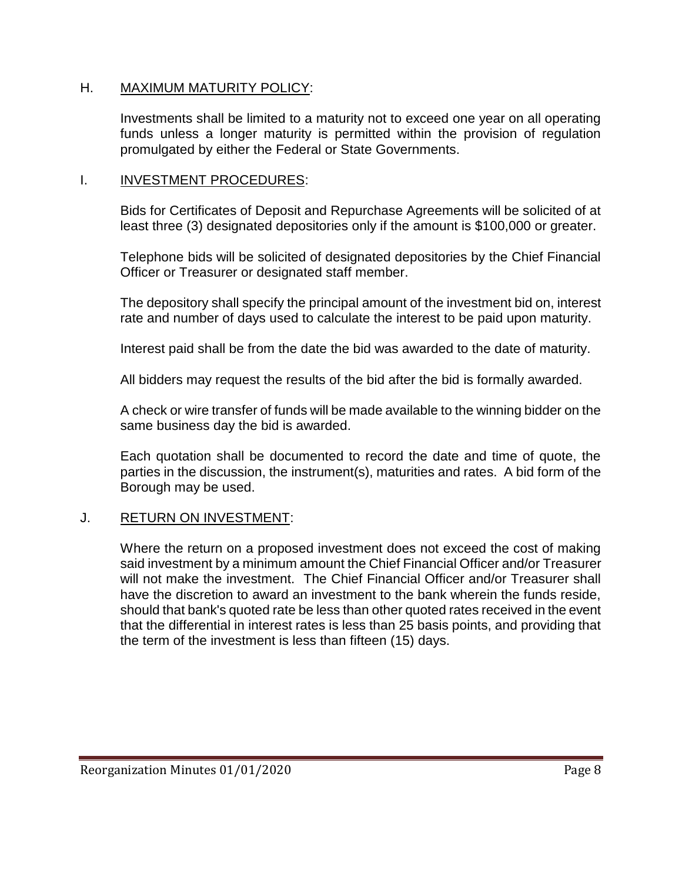## H. MAXIMUM MATURITY POLICY:

Investments shall be limited to a maturity not to exceed one year on all operating funds unless a longer maturity is permitted within the provision of regulation promulgated by either the Federal or State Governments.

## I. INVESTMENT PROCEDURES:

Bids for Certificates of Deposit and Repurchase Agreements will be solicited of at least three (3) designated depositories only if the amount is $100,000 or greater.

Telephone bids will be solicited of designated depositories by the Chief Financial Officer or Treasurer or designated staff member.

The depository shall specify the principal amount of the investment bid on, interest rate and number of days used to calculate the interest to be paid upon maturity.

Interest paid shall be from the date the bid was awarded to the date of maturity.

All bidders may request the results of the bid after the bid is formally awarded.

A check or wire transfer of funds will be made available to the winning bidder on the same business day the bid is awarded.

Each quotation shall be documented to record the date and time of quote, the parties in the discussion, the instrument(s), maturities and rates. A bid form of the Borough may be used.

## J. RETURN ON INVESTMENT:

Where the return on a proposed investment does not exceed the cost of making said investment by a minimum amount the Chief Financial Officer and/or Treasurer will not make the investment. The Chief Financial Officer and/or Treasurer shall have the discretion to award an investment to the bank wherein the funds reside, should that bank's quoted rate be less than other quoted rates received in the event that the differential in interest rates is less than 25 basis points, and providing that the term of the investment is less than fifteen (15) days.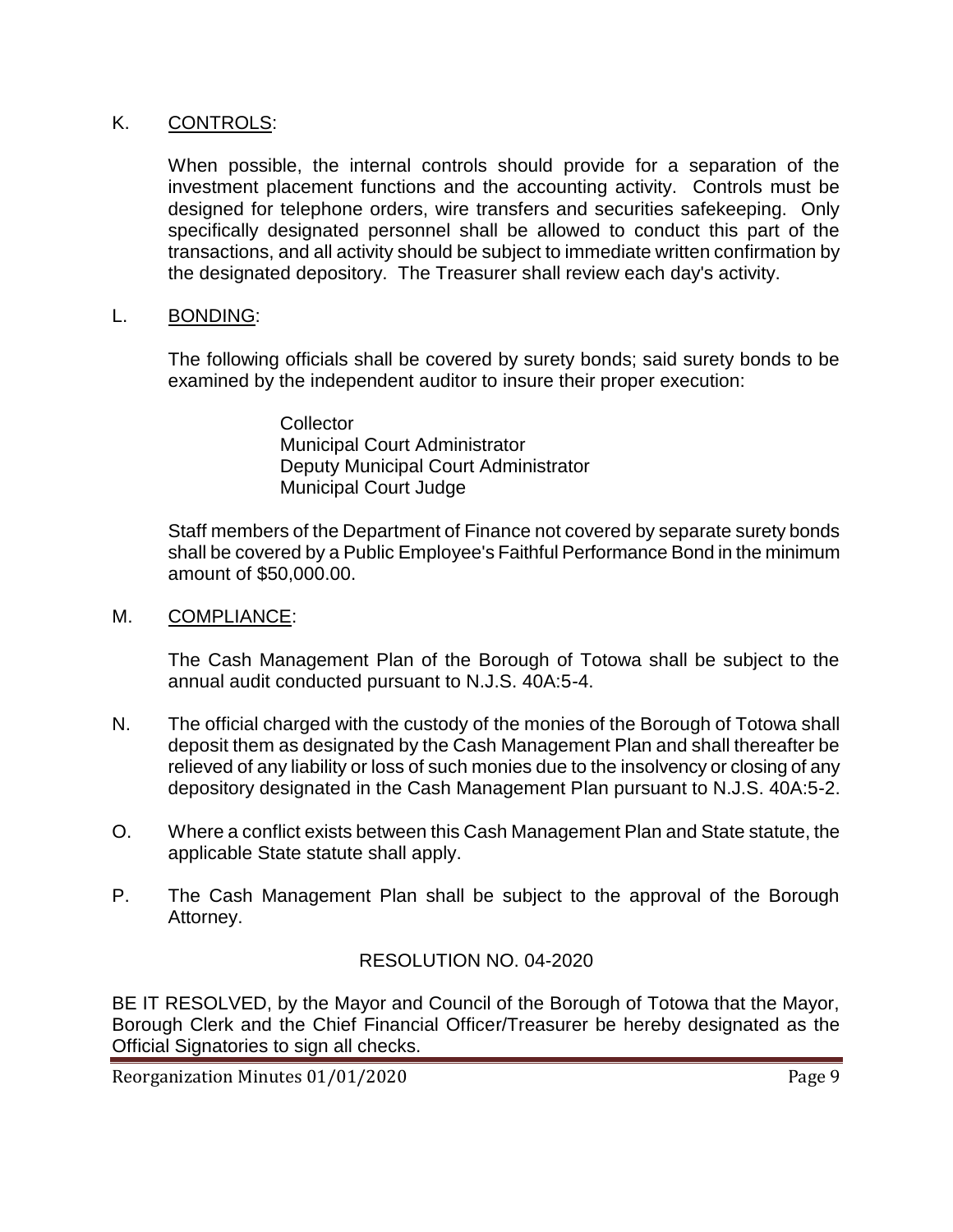K. <u>CONTROLS</u>:

When possible, the internal controls should provide for a separation of the investment placement functions and the accounting activity. Controls must be designed for telephone orders, wire transfers and securities safekeeping. Only specifically designated personnel shall be allowed to conduct this part of the transactions, and all activity should be subject to immediate written confirmation by the designated depository. The Treasurer shall review each day's activity.

L. <u>BONDING</u>:

The following officials shall be covered by surety bonds; said surety bonds to be examined by the independent auditor to insure their proper execution:

Collector
Municipal Court Administrator
Deputy Municipal Court Administrator
Municipal Court Judge

Staff members of the Department of Finance not covered by separate surety bonds shall be covered by a Public Employee's Faithful Performance Bond in the minimum amount of $50,000.00.

M. <u>COMPLIANCE</u>:

The Cash Management Plan of the Borough of Totowa shall be subject to the annual audit conducted pursuant to N.J.S. 40A:5-4.

N. The official charged with the custody of the monies of the Borough of Totowa shall deposit them as designated by the Cash Management Plan and shall thereafter be relieved of any liability or loss of such monies due to the insolvency or closing of any depository designated in the Cash Management Plan pursuant to N.J.S. 40A:5-2.

O. Where a conflict exists between this Cash Management Plan and State statute, the applicable State statute shall apply.

P. The Cash Management Plan shall be subject to the approval of the Borough Attorney.

RESOLUTION NO. 04-2020

BE IT RESOLVED, by the Mayor and Council of the Borough of Totowa that the Mayor, Borough Clerk and the Chief Financial Officer/Treasurer be hereby designated as the Official Signatories to sign all checks.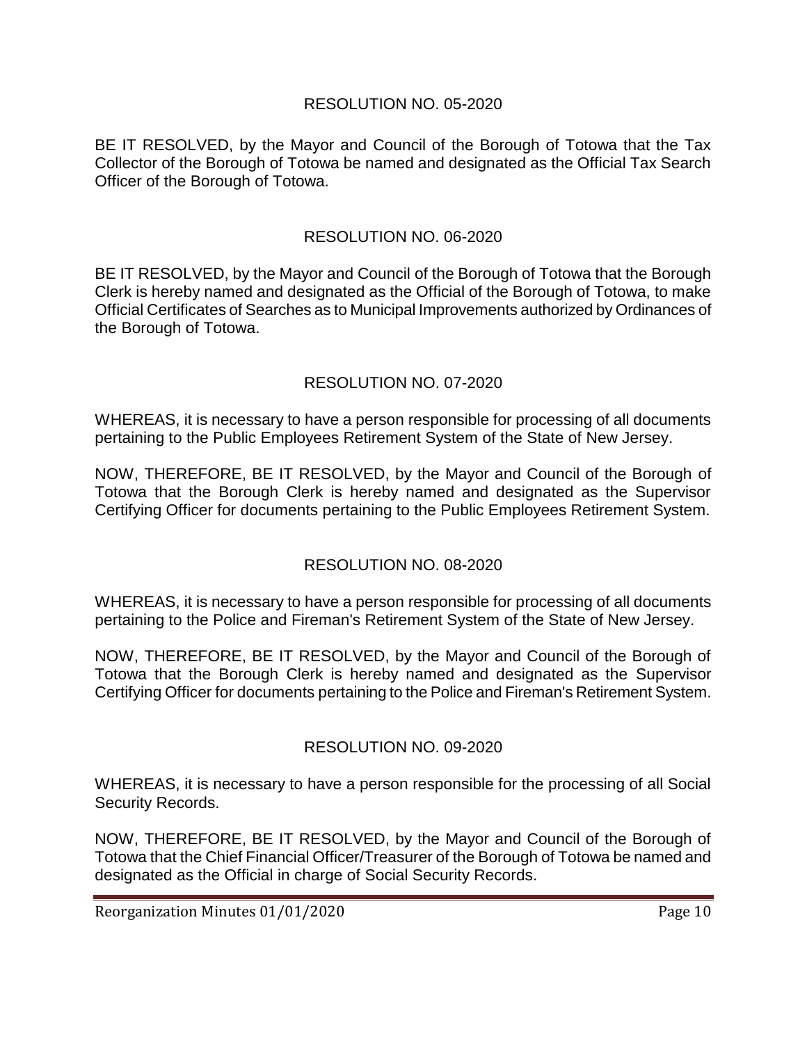RESOLUTION NO. 05-2020

BE IT RESOLVED, by the Mayor and Council of the Borough of Totowa that the Tax Collector of the Borough of Totowa be named and designated as the Official Tax Search Officer of the Borough of Totowa.

RESOLUTION NO. 06-2020

BE IT RESOLVED, by the Mayor and Council of the Borough of Totowa that the Borough Clerk is hereby named and designated as the Official of the Borough of Totowa, to make Official Certificates of Searches as to Municipal Improvements authorized by Ordinances of the Borough of Totowa.

RESOLUTION NO. 07-2020

WHEREAS, it is necessary to have a person responsible for processing of all documents pertaining to the Public Employees Retirement System of the State of New Jersey.

NOW, THEREFORE, BE IT RESOLVED, by the Mayor and Council of the Borough of Totowa that the Borough Clerk is hereby named and designated as the Supervisor Certifying Officer for documents pertaining to the Public Employees Retirement System.

RESOLUTION NO. 08-2020

WHEREAS, it is necessary to have a person responsible for processing of all documents pertaining to the Police and Fireman's Retirement System of the State of New Jersey.

NOW, THEREFORE, BE IT RESOLVED, by the Mayor and Council of the Borough of Totowa that the Borough Clerk is hereby named and designated as the Supervisor Certifying Officer for documents pertaining to the Police and Fireman's Retirement System.

RESOLUTION NO. 09-2020

WHEREAS, it is necessary to have a person responsible for the processing of all Social Security Records.

NOW, THEREFORE, BE IT RESOLVED, by the Mayor and Council of the Borough of Totowa that the Chief Financial Officer/Treasurer of the Borough of Totowa be named and designated as the Official in charge of Social Security Records.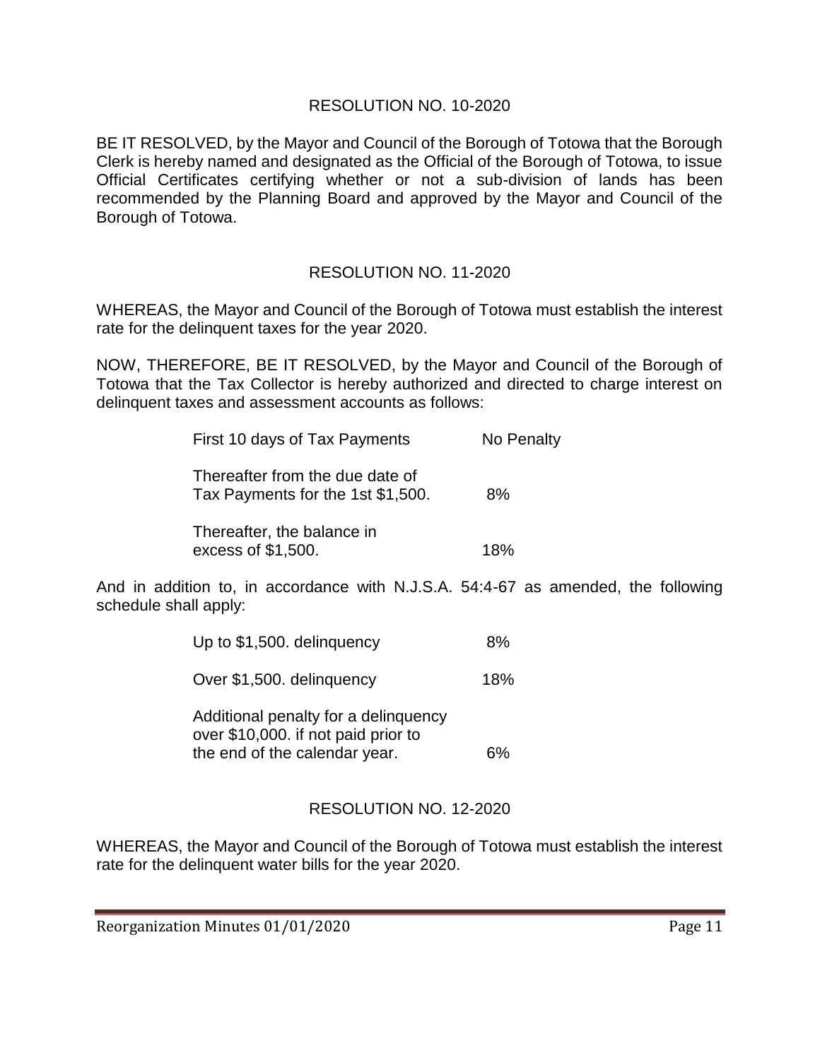## RESOLUTION NO. 10-2020

BE IT RESOLVED, by the Mayor and Council of the Borough of Totowa that the Borough Clerk is hereby named and designated as the Official of the Borough of Totowa, to issue Official Certificates certifying whether or not a sub-division of lands has been recommended by the Planning Board and approved by the Mayor and Council of the Borough of Totowa.

## RESOLUTION NO. 11-2020

WHEREAS, the Mayor and Council of the Borough of Totowa must establish the interest rate for the delinquent taxes for the year 2020.

NOW, THEREFORE, BE IT RESOLVED, by the Mayor and Council of the Borough of Totowa that the Tax Collector is hereby authorized and directed to charge interest on delinquent taxes and assessment accounts as follows:

| | |
|---|---|
| First 10 days of Tax Payments | No Penalty |
| Thereafter from the due date of Tax Payments for the 1st $1,500. | 8% |
| Thereafter, the balance in excess of $1,500. | 18% |

And in addition to, in accordance with N.J.S.A. 54:4-67 as amended, the following schedule shall apply:

| | |
|---|---|
| Up to $1,500. delinquency | 8% |
| Over $1,500. delinquency | 18% |
| Additional penalty for a delinquency over $10,000. if not paid prior to the end of the calendar year. | 6% |

## RESOLUTION NO. 12-2020

WHEREAS, the Mayor and Council of the Borough of Totowa must establish the interest rate for the delinquent water bills for the year 2020.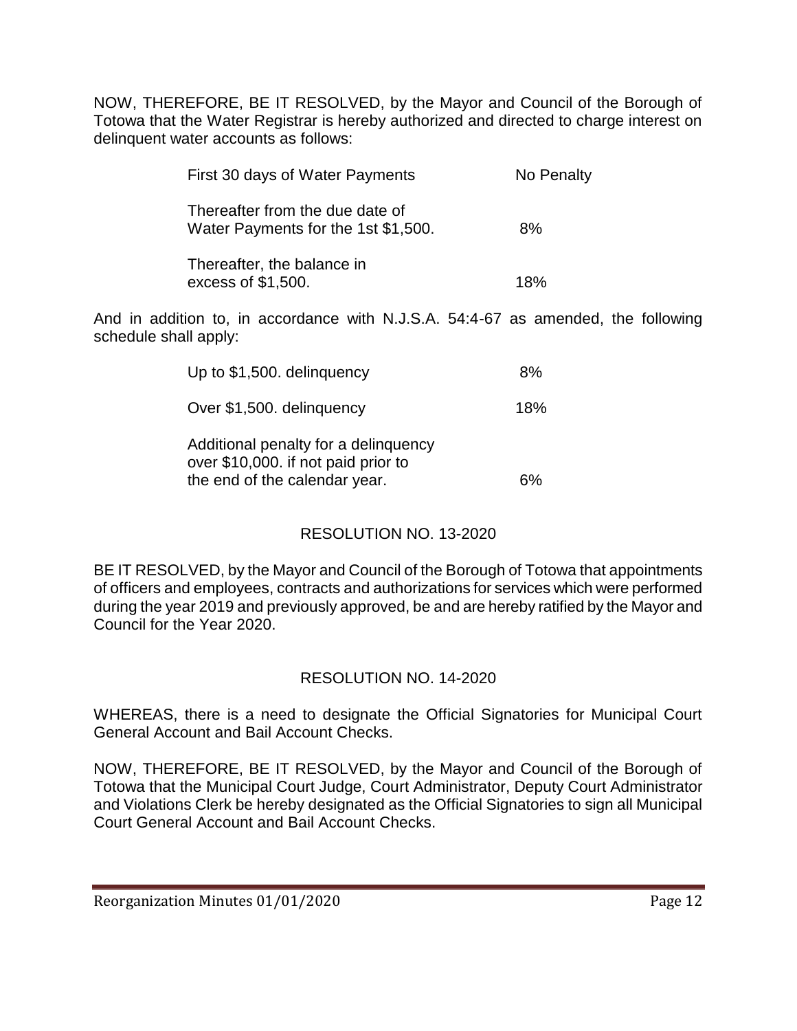NOW, THEREFORE, BE IT RESOLVED, by the Mayor and Council of the Borough of Totowa that the Water Registrar is hereby authorized and directed to charge interest on delinquent water accounts as follows:

| | |
|---|---|
| First 30 days of Water Payments | No Penalty |
| Thereafter from the due date of Water Payments for the 1st $1,500. | 8% |
| Thereafter, the balance in excess of $1,500. | 18% |

And in addition to, in accordance with N.J.S.A. 54:4-67 as amended, the following schedule shall apply:

| | |
|---|---|
| Up to $1,500. delinquency | 8% |
| Over $1,500. delinquency | 18% |
| Additional penalty for a delinquency over $10,000. if not paid prior to the end of the calendar year. | 6% |

## RESOLUTION NO. 13-2020

BE IT RESOLVED, by the Mayor and Council of the Borough of Totowa that appointments of officers and employees, contracts and authorizations for services which were performed during the year 2019 and previously approved, be and are hereby ratified by the Mayor and Council for the Year 2020.

## RESOLUTION NO. 14-2020

WHEREAS, there is a need to designate the Official Signatories for Municipal Court General Account and Bail Account Checks.

NOW, THEREFORE, BE IT RESOLVED, by the Mayor and Council of the Borough of Totowa that the Municipal Court Judge, Court Administrator, Deputy Court Administrator and Violations Clerk be hereby designated as the Official Signatories to sign all Municipal Court General Account and Bail Account Checks.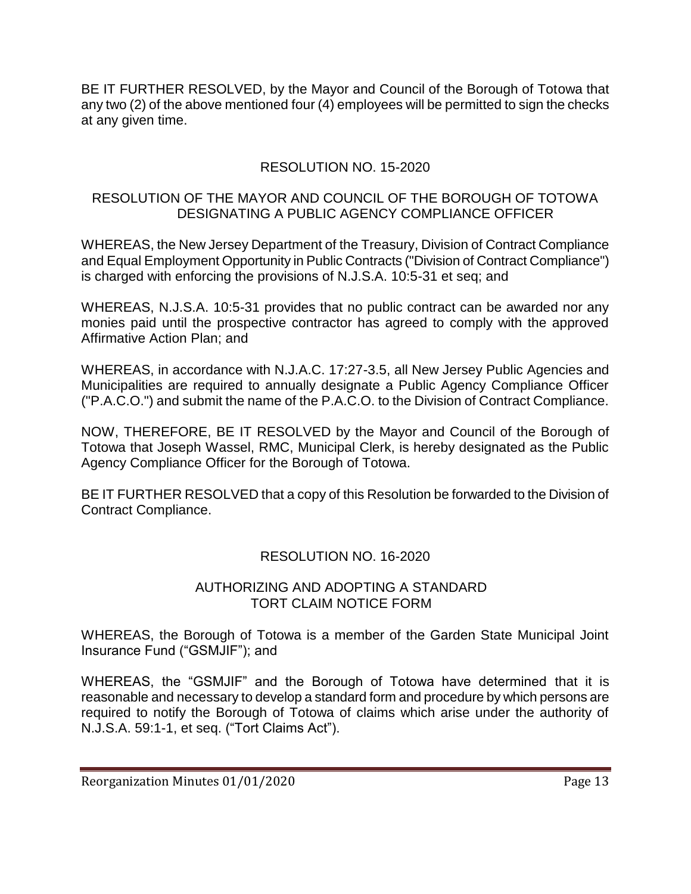BE IT FURTHER RESOLVED, by the Mayor and Council of the Borough of Totowa that any two (2) of the above mentioned four (4) employees will be permitted to sign the checks at any given time.

## RESOLUTION NO. 15-2020

### RESOLUTION OF THE MAYOR AND COUNCIL OF THE BOROUGH OF TOTOWA DESIGNATING A PUBLIC AGENCY COMPLIANCE OFFICER

WHEREAS, the New Jersey Department of the Treasury, Division of Contract Compliance and Equal Employment Opportunity in Public Contracts ("Division of Contract Compliance") is charged with enforcing the provisions of N.J.S.A. 10:5-31 et seq; and

WHEREAS, N.J.S.A. 10:5-31 provides that no public contract can be awarded nor any monies paid until the prospective contractor has agreed to comply with the approved Affirmative Action Plan; and

WHEREAS, in accordance with N.J.A.C. 17:27-3.5, all New Jersey Public Agencies and Municipalities are required to annually designate a Public Agency Compliance Officer ("P.A.C.O.") and submit the name of the P.A.C.O. to the Division of Contract Compliance.

NOW, THEREFORE, BE IT RESOLVED by the Mayor and Council of the Borough of Totowa that Joseph Wassel, RMC, Municipal Clerk, is hereby designated as the Public Agency Compliance Officer for the Borough of Totowa.

BE IT FURTHER RESOLVED that a copy of this Resolution be forwarded to the Division of Contract Compliance.

## RESOLUTION NO. 16-2020

### AUTHORIZING AND ADOPTING A STANDARD TORT CLAIM NOTICE FORM

WHEREAS, the Borough of Totowa is a member of the Garden State Municipal Joint Insurance Fund ("GSMJIF"); and

WHEREAS, the "GSMJIF" and the Borough of Totowa have determined that it is reasonable and necessary to develop a standard form and procedure by which persons are required to notify the Borough of Totowa of claims which arise under the authority of N.J.S.A. 59:1-1, et seq. ("Tort Claims Act").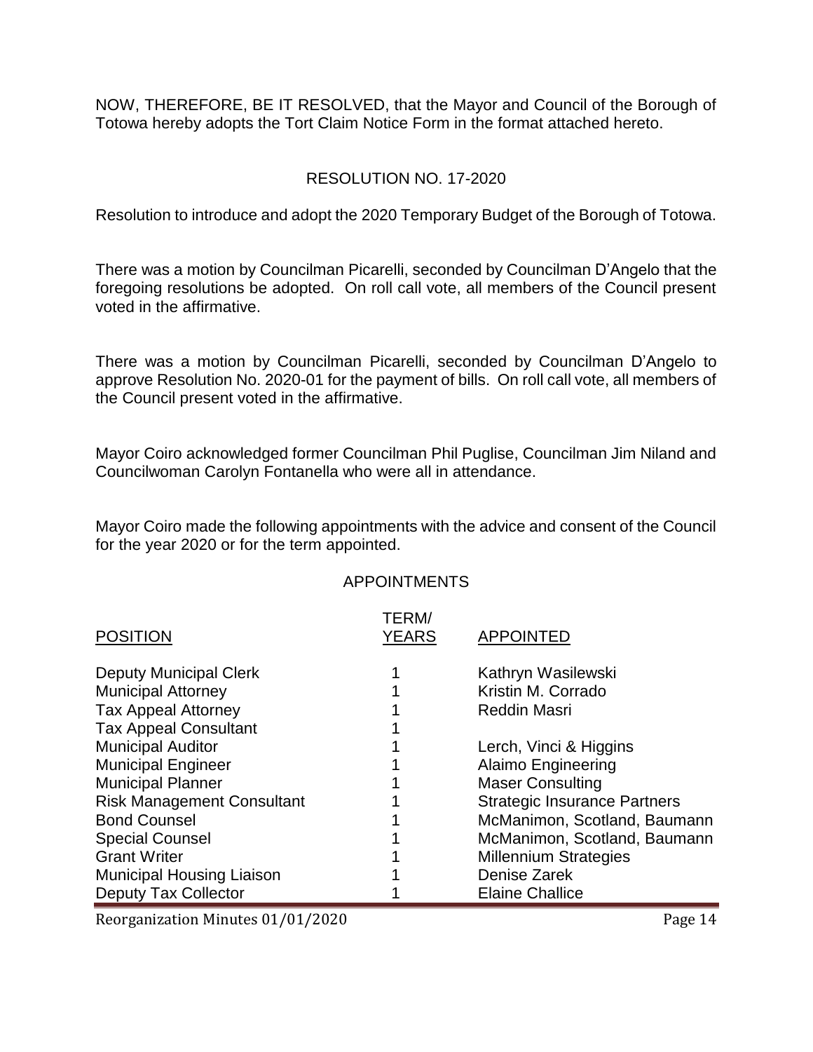NOW, THEREFORE, BE IT RESOLVED, that the Mayor and Council of the Borough of Totowa hereby adopts the Tort Claim Notice Form in the format attached hereto.

RESOLUTION NO. 17-2020

Resolution to introduce and adopt the 2020 Temporary Budget of the Borough of Totowa.

There was a motion by Councilman Picarelli, seconded by Councilman D'Angelo that the foregoing resolutions be adopted. On roll call vote, all members of the Council present voted in the affirmative.

There was a motion by Councilman Picarelli, seconded by Councilman D'Angelo to approve Resolution No. 2020-01 for the payment of bills. On roll call vote, all members of the Council present voted in the affirmative.

Mayor Coiro acknowledged former Councilman Phil Puglise, Councilman Jim Niland and Councilwoman Carolyn Fontanella who were all in attendance.

Mayor Coiro made the following appointments with the advice and consent of the Council for the year 2020 or for the term appointed.

APPOINTMENTS

| POSITION | TERM/ YEARS | APPOINTED |
|---|---|---|
| Deputy Municipal Clerk | 1 | Kathryn Wasilewski |
| Municipal Attorney | 1 | Kristin M. Corrado |
| Tax Appeal Attorney | 1 | Reddin Masri |
| Tax Appeal Consultant | 1 | |
| Municipal Auditor | 1 | Lerch, Vinci & Higgins |
| Municipal Engineer | 1 | Alaimo Engineering |
| Municipal Planner | 1 | Maser Consulting |
| Risk Management Consultant | 1 | Strategic Insurance Partners |
| Bond Counsel | 1 | McManimon, Scotland, Baumann |
| Special Counsel | 1 | McManimon, Scotland, Baumann |
| Grant Writer | 1 | Millennium Strategies |
| Municipal Housing Liaison | 1 | Denise Zarek |
| Deputy Tax Collector | 1 | Elaine Challice |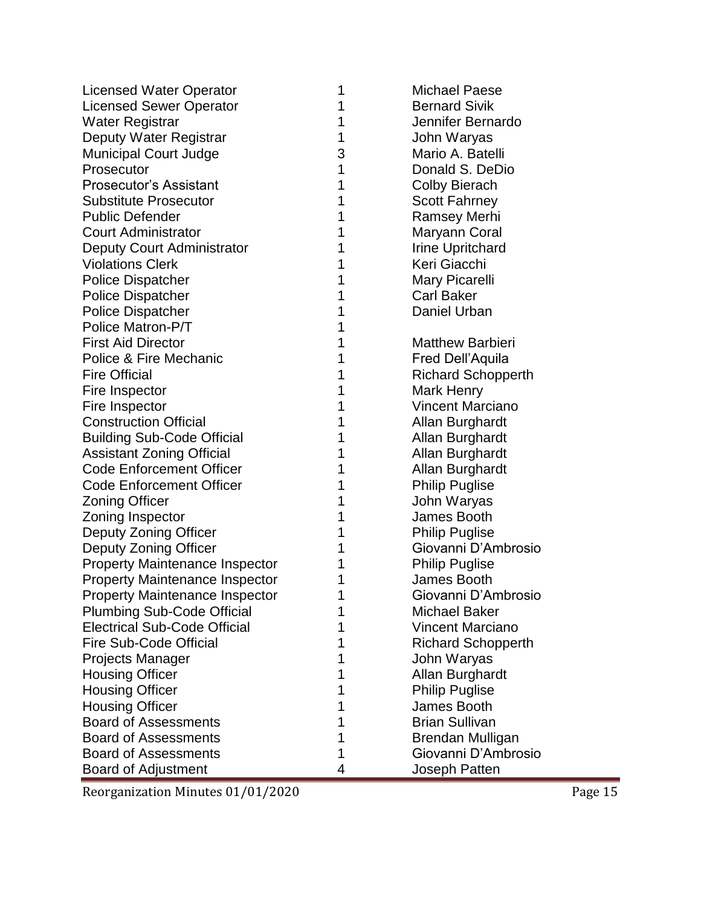| | | |
|---|---|---|
| Licensed Water Operator | 1 | Michael Paese |
| Licensed Sewer Operator | 1 | Bernard Sivik |
| Water Registrar | 1 | Jennifer Bernardo |
| Deputy Water Registrar | 1 | John Waryas |
| Municipal Court Judge | 3 | Mario A. Batelli |
| Prosecutor | 1 | Donald S. DeDio |
| Prosecutor's Assistant | 1 | Colby Bierach |
| Substitute Prosecutor | 1 | Scott Fahrney |
| Public Defender | 1 | Ramsey Merhi |
| Court Administrator | 1 | Maryann Coral |
| Deputy Court Administrator | 1 | Irine Upritchard |
| Violations Clerk | 1 | Keri Giacchi |
| Police Dispatcher | 1 | Mary Picarelli |
| Police Dispatcher | 1 | Carl Baker |
| Police Dispatcher | 1 | Daniel Urban |
| Police Matron-P/T | 1 | |
| First Aid Director | 1 | Matthew Barbieri |
| Police & Fire Mechanic | 1 | Fred Dell'Aquila |
| Fire Official | 1 | Richard Schopperth |
| Fire Inspector | 1 | Mark Henry |
| Fire Inspector | 1 | Vincent Marciano |
| Construction Official | 1 | Allan Burghardt |
| Building Sub-Code Official | 1 | Allan Burghardt |
| Assistant Zoning Official | 1 | Allan Burghardt |
| Code Enforcement Officer | 1 | Allan Burghardt |
| Code Enforcement Officer | 1 | Philip Puglise |
| Zoning Officer | 1 | John Waryas |
| Zoning Inspector | 1 | James Booth |
| Deputy Zoning Officer | 1 | Philip Puglise |
| Deputy Zoning Officer | 1 | Giovanni D'Ambrosio |
| Property Maintenance Inspector | 1 | Philip Puglise |
| Property Maintenance Inspector | 1 | James Booth |
| Property Maintenance Inspector | 1 | Giovanni D'Ambrosio |
| Plumbing Sub-Code Official | 1 | Michael Baker |
| Electrical Sub-Code Official | 1 | Vincent Marciano |
| Fire Sub-Code Official | 1 | Richard Schopperth |
| Projects Manager | 1 | John Waryas |
| Housing Officer | 1 | Allan Burghardt |
| Housing Officer | 1 | Philip Puglise |
| Housing Officer | 1 | James Booth |
| Board of Assessments | 1 | Brian Sullivan |
| Board of Assessments | 1 | Brendan Mulligan |
| Board of Assessments | 1 | Giovanni D'Ambrosio |
| Board of Adjustment | 4 | Joseph Patten |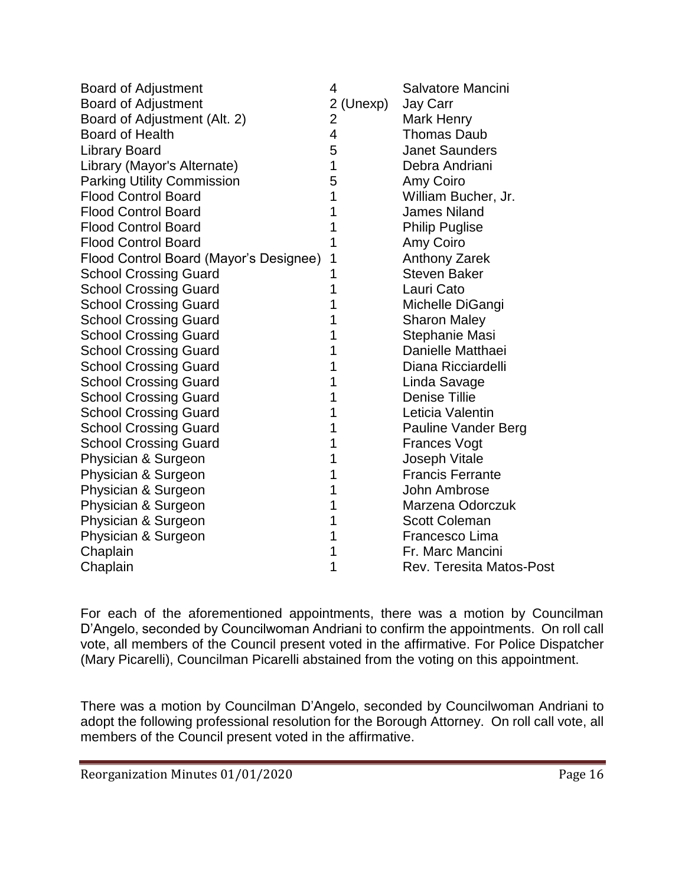| | | |
|---|---|---|
| Board of Adjustment | 4 | Salvatore Mancini |
| Board of Adjustment | 2 (Unexp) | Jay Carr |
| Board of Adjustment (Alt. 2) | 2 | Mark Henry |
| Board of Health | 4 | Thomas Daub |
| Library Board | 5 | Janet Saunders |
| Library (Mayor's Alternate) | 1 | Debra Andriani |
| Parking Utility Commission | 5 | Amy Coiro |
| Flood Control Board | 1 | William Bucher, Jr. |
| Flood Control Board | 1 | James Niland |
| Flood Control Board | 1 | Philip Puglise |
| Flood Control Board | 1 | Amy Coiro |
| Flood Control Board (Mayor's Designee) | 1 | Anthony Zarek |
| School Crossing Guard | 1 | Steven Baker |
| School Crossing Guard | 1 | Lauri Cato |
| School Crossing Guard | 1 | Michelle DiGangi |
| School Crossing Guard | 1 | Sharon Maley |
| School Crossing Guard | 1 | Stephanie Masi |
| School Crossing Guard | 1 | Danielle Matthaei |
| School Crossing Guard | 1 | Diana Ricciardelli |
| School Crossing Guard | 1 | Linda Savage |
| School Crossing Guard | 1 | Denise Tillie |
| School Crossing Guard | 1 | Leticia Valentin |
| School Crossing Guard | 1 | Pauline Vander Berg |
| School Crossing Guard | 1 | Frances Vogt |
| Physician & Surgeon | 1 | Joseph Vitale |
| Physician & Surgeon | 1 | Francis Ferrante |
| Physician & Surgeon | 1 | John Ambrose |
| Physician & Surgeon | 1 | Marzena Odorczuk |
| Physician & Surgeon | 1 | Scott Coleman |
| Physician & Surgeon | 1 | Francesco Lima |
| Chaplain | 1 | Fr. Marc Mancini |
| Chaplain | 1 | Rev. Teresita Matos-Post |

For each of the aforementioned appointments, there was a motion by Councilman D'Angelo, seconded by Councilwoman Andriani to confirm the appointments. On roll call vote, all members of the Council present voted in the affirmative. For Police Dispatcher (Mary Picarelli), Councilman Picarelli abstained from the voting on this appointment.

There was a motion by Councilman D'Angelo, seconded by Councilwoman Andriani to adopt the following professional resolution for the Borough Attorney. On roll call vote, all members of the Council present voted in the affirmative.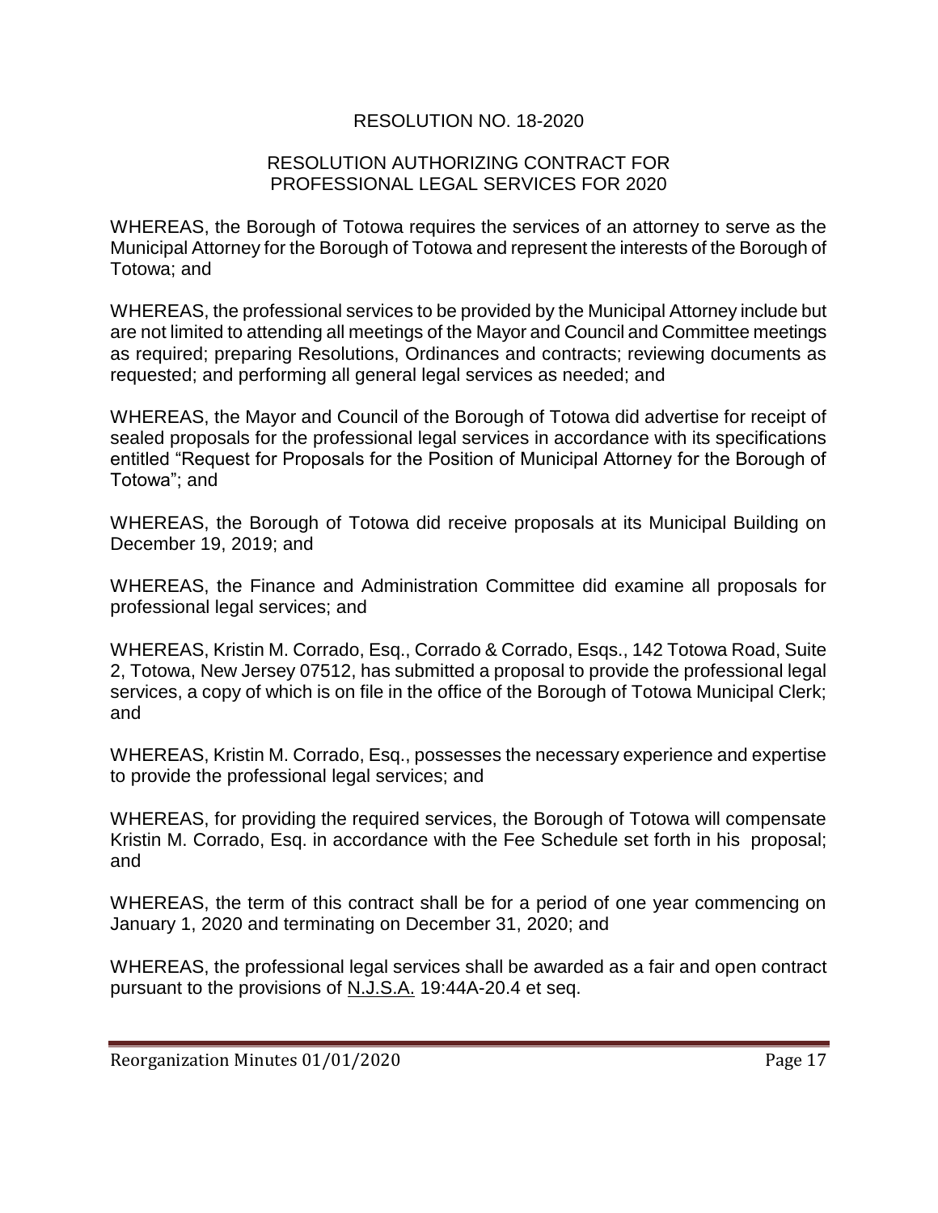## RESOLUTION NO. 18-2020

### RESOLUTION AUTHORIZING CONTRACT FOR PROFESSIONAL LEGAL SERVICES FOR 2020

WHEREAS, the Borough of Totowa requires the services of an attorney to serve as the Municipal Attorney for the Borough of Totowa and represent the interests of the Borough of Totowa; and

WHEREAS, the professional services to be provided by the Municipal Attorney include but are not limited to attending all meetings of the Mayor and Council and Committee meetings as required; preparing Resolutions, Ordinances and contracts; reviewing documents as requested; and performing all general legal services as needed; and

WHEREAS, the Mayor and Council of the Borough of Totowa did advertise for receipt of sealed proposals for the professional legal services in accordance with its specifications entitled "Request for Proposals for the Position of Municipal Attorney for the Borough of Totowa"; and

WHEREAS, the Borough of Totowa did receive proposals at its Municipal Building on December 19, 2019; and

WHEREAS, the Finance and Administration Committee did examine all proposals for professional legal services; and

WHEREAS, Kristin M. Corrado, Esq., Corrado & Corrado, Esqs., 142 Totowa Road, Suite 2, Totowa, New Jersey 07512, has submitted a proposal to provide the professional legal services, a copy of which is on file in the office of the Borough of Totowa Municipal Clerk; and

WHEREAS, Kristin M. Corrado, Esq., possesses the necessary experience and expertise to provide the professional legal services; and

WHEREAS, for providing the required services, the Borough of Totowa will compensate Kristin M. Corrado, Esq. in accordance with the Fee Schedule set forth in his proposal; and

WHEREAS, the term of this contract shall be for a period of one year commencing on January 1, 2020 and terminating on December 31, 2020; and

WHEREAS, the professional legal services shall be awarded as a fair and open contract pursuant to the provisions of N.J.S.A. 19:44A-20.4 et seq.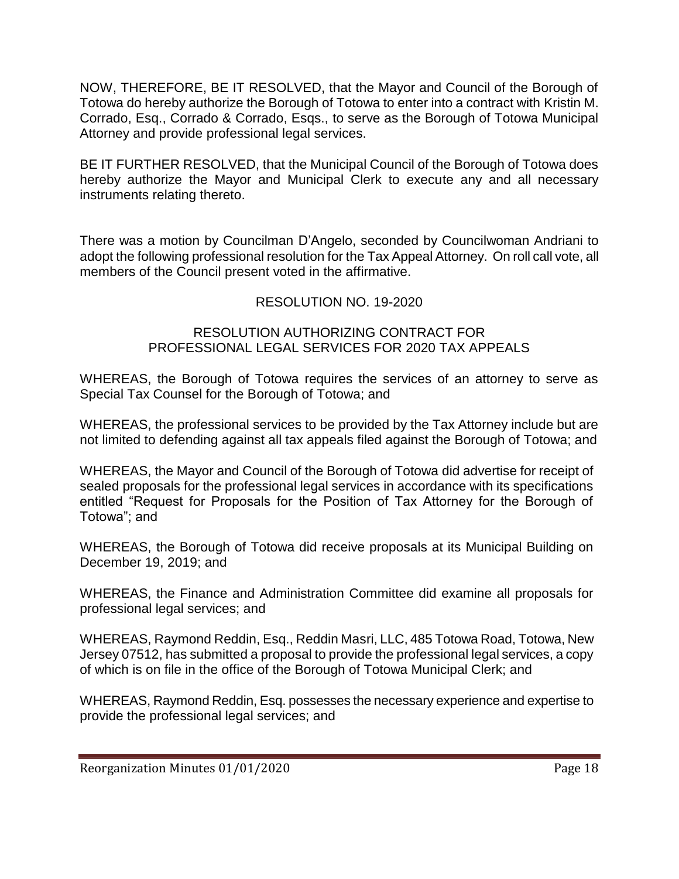NOW, THEREFORE, BE IT RESOLVED, that the Mayor and Council of the Borough of Totowa do hereby authorize the Borough of Totowa to enter into a contract with Kristin M. Corrado, Esq., Corrado & Corrado, Esqs., to serve as the Borough of Totowa Municipal Attorney and provide professional legal services.

BE IT FURTHER RESOLVED, that the Municipal Council of the Borough of Totowa does hereby authorize the Mayor and Municipal Clerk to execute any and all necessary instruments relating thereto.

There was a motion by Councilman D'Angelo, seconded by Councilwoman Andriani to adopt the following professional resolution for the Tax Appeal Attorney. On roll call vote, all members of the Council present voted in the affirmative.

RESOLUTION NO. 19-2020

RESOLUTION AUTHORIZING CONTRACT FOR PROFESSIONAL LEGAL SERVICES FOR 2020 TAX APPEALS

WHEREAS, the Borough of Totowa requires the services of an attorney to serve as Special Tax Counsel for the Borough of Totowa; and

WHEREAS, the professional services to be provided by the Tax Attorney include but are not limited to defending against all tax appeals filed against the Borough of Totowa; and

WHEREAS, the Mayor and Council of the Borough of Totowa did advertise for receipt of sealed proposals for the professional legal services in accordance with its specifications entitled "Request for Proposals for the Position of Tax Attorney for the Borough of Totowa"; and

WHEREAS, the Borough of Totowa did receive proposals at its Municipal Building on December 19, 2019; and

WHEREAS, the Finance and Administration Committee did examine all proposals for professional legal services; and

WHEREAS, Raymond Reddin, Esq., Reddin Masri, LLC, 485 Totowa Road, Totowa, New Jersey 07512, has submitted a proposal to provide the professional legal services, a copy of which is on file in the office of the Borough of Totowa Municipal Clerk; and

WHEREAS, Raymond Reddin, Esq. possesses the necessary experience and expertise to provide the professional legal services; and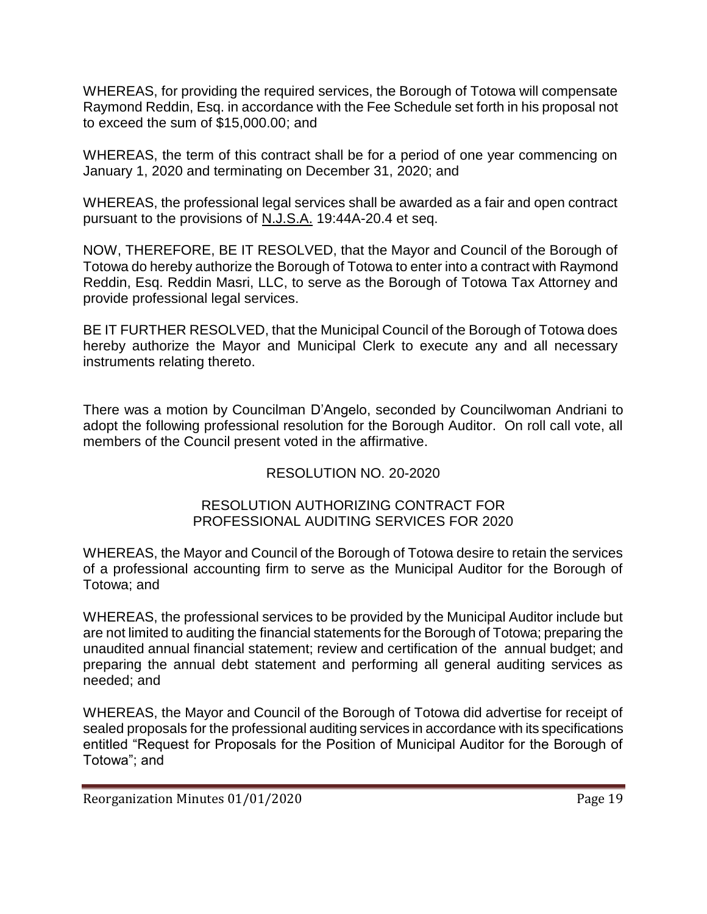WHEREAS, for providing the required services, the Borough of Totowa will compensate Raymond Reddin, Esq. in accordance with the Fee Schedule set forth in his proposal not to exceed the sum of $15,000.00; and

WHEREAS, the term of this contract shall be for a period of one year commencing on January 1, 2020 and terminating on December 31, 2020; and

WHEREAS, the professional legal services shall be awarded as a fair and open contract pursuant to the provisions of N.J.S.A. 19:44A-20.4 et seq.

NOW, THEREFORE, BE IT RESOLVED, that the Mayor and Council of the Borough of Totowa do hereby authorize the Borough of Totowa to enter into a contract with Raymond Reddin, Esq. Reddin Masri, LLC, to serve as the Borough of Totowa Tax Attorney and provide professional legal services.

BE IT FURTHER RESOLVED, that the Municipal Council of the Borough of Totowa does hereby authorize the Mayor and Municipal Clerk to execute any and all necessary instruments relating thereto.

There was a motion by Councilman D'Angelo, seconded by Councilwoman Andriani to adopt the following professional resolution for the Borough Auditor. On roll call vote, all members of the Council present voted in the affirmative.

RESOLUTION NO. 20-2020

RESOLUTION AUTHORIZING CONTRACT FOR PROFESSIONAL AUDITING SERVICES FOR 2020

WHEREAS, the Mayor and Council of the Borough of Totowa desire to retain the services of a professional accounting firm to serve as the Municipal Auditor for the Borough of Totowa; and

WHEREAS, the professional services to be provided by the Municipal Auditor include but are not limited to auditing the financial statements for the Borough of Totowa; preparing the unaudited annual financial statement; review and certification of the annual budget; and preparing the annual debt statement and performing all general auditing services as needed; and

WHEREAS, the Mayor and Council of the Borough of Totowa did advertise for receipt of sealed proposals for the professional auditing services in accordance with its specifications entitled "Request for Proposals for the Position of Municipal Auditor for the Borough of Totowa"; and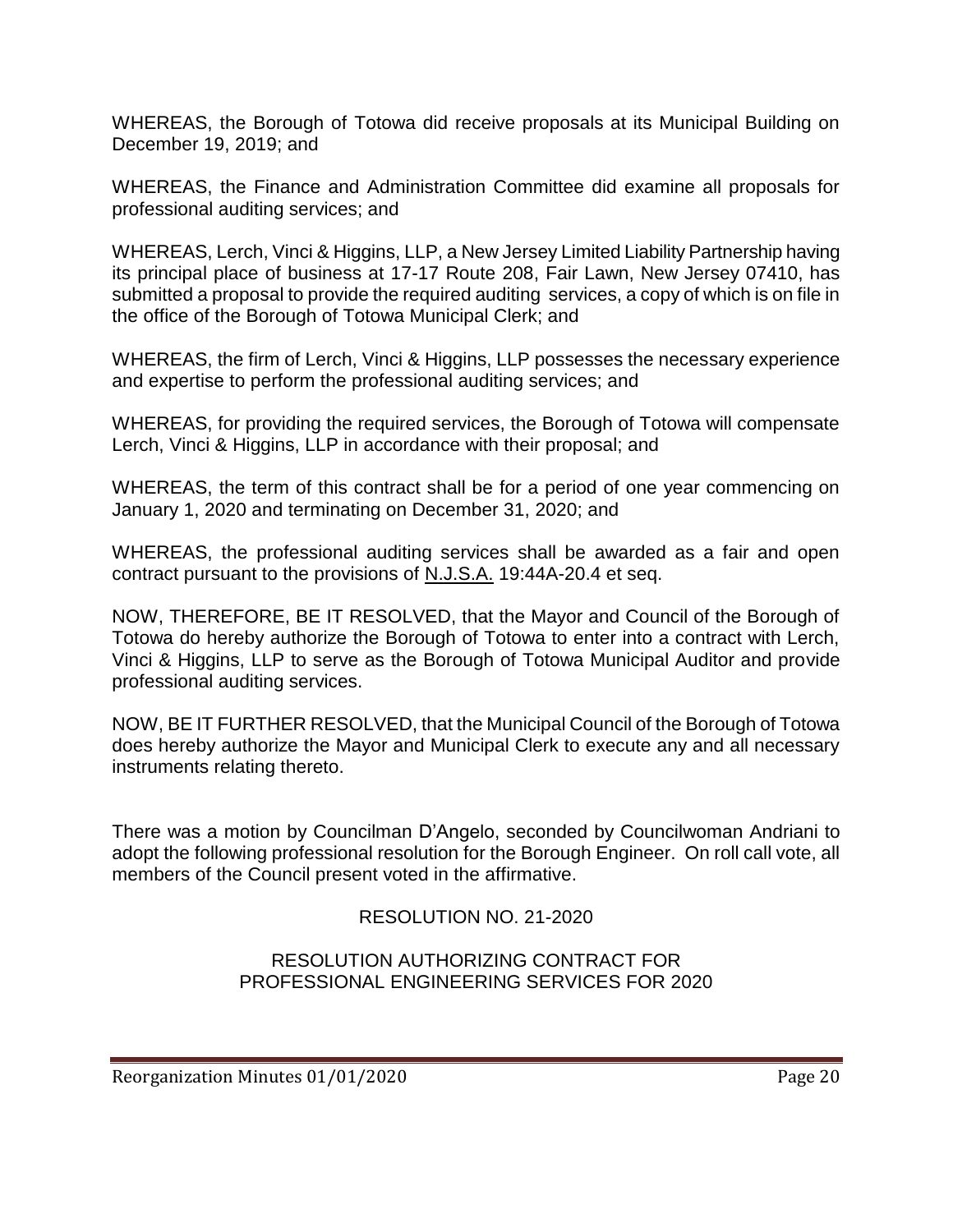WHEREAS, the Borough of Totowa did receive proposals at its Municipal Building on December 19, 2019; and

WHEREAS, the Finance and Administration Committee did examine all proposals for professional auditing services; and

WHEREAS, Lerch, Vinci & Higgins, LLP, a New Jersey Limited Liability Partnership having its principal place of business at 17-17 Route 208, Fair Lawn, New Jersey 07410, has submitted a proposal to provide the required auditing services, a copy of which is on file in the office of the Borough of Totowa Municipal Clerk; and

WHEREAS, the firm of Lerch, Vinci & Higgins, LLP possesses the necessary experience and expertise to perform the professional auditing services; and

WHEREAS, for providing the required services, the Borough of Totowa will compensate Lerch, Vinci & Higgins, LLP in accordance with their proposal; and

WHEREAS, the term of this contract shall be for a period of one year commencing on January 1, 2020 and terminating on December 31, 2020; and

WHEREAS, the professional auditing services shall be awarded as a fair and open contract pursuant to the provisions of N.J.S.A. 19:44A-20.4 et seq.

NOW, THEREFORE, BE IT RESOLVED, that the Mayor and Council of the Borough of Totowa do hereby authorize the Borough of Totowa to enter into a contract with Lerch, Vinci & Higgins, LLP to serve as the Borough of Totowa Municipal Auditor and provide professional auditing services.

NOW, BE IT FURTHER RESOLVED, that the Municipal Council of the Borough of Totowa does hereby authorize the Mayor and Municipal Clerk to execute any and all necessary instruments relating thereto.

There was a motion by Councilman D'Angelo, seconded by Councilwoman Andriani to adopt the following professional resolution for the Borough Engineer. On roll call vote, all members of the Council present voted in the affirmative.

RESOLUTION NO. 21-2020

RESOLUTION AUTHORIZING CONTRACT FOR PROFESSIONAL ENGINEERING SERVICES FOR 2020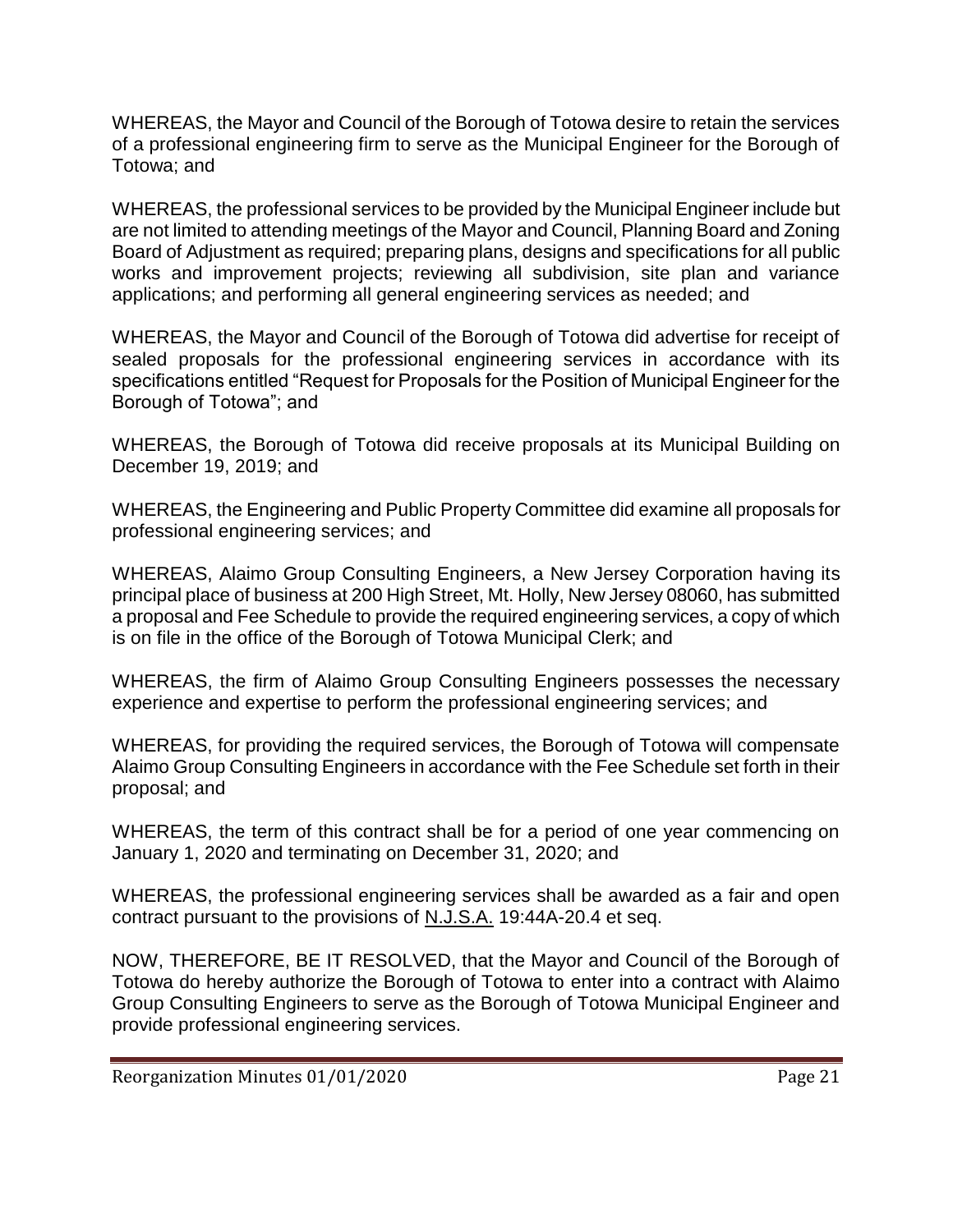WHEREAS, the Mayor and Council of the Borough of Totowa desire to retain the services of a professional engineering firm to serve as the Municipal Engineer for the Borough of Totowa; and

WHEREAS, the professional services to be provided by the Municipal Engineer include but are not limited to attending meetings of the Mayor and Council, Planning Board and Zoning Board of Adjustment as required; preparing plans, designs and specifications for all public works and improvement projects; reviewing all subdivision, site plan and variance applications; and performing all general engineering services as needed; and

WHEREAS, the Mayor and Council of the Borough of Totowa did advertise for receipt of sealed proposals for the professional engineering services in accordance with its specifications entitled "Request for Proposals for the Position of Municipal Engineer for the Borough of Totowa"; and

WHEREAS, the Borough of Totowa did receive proposals at its Municipal Building on December 19, 2019; and

WHEREAS, the Engineering and Public Property Committee did examine all proposals for professional engineering services; and

WHEREAS, Alaimo Group Consulting Engineers, a New Jersey Corporation having its principal place of business at 200 High Street, Mt. Holly, New Jersey 08060, has submitted a proposal and Fee Schedule to provide the required engineering services, a copy of which is on file in the office of the Borough of Totowa Municipal Clerk; and

WHEREAS, the firm of Alaimo Group Consulting Engineers possesses the necessary experience and expertise to perform the professional engineering services; and

WHEREAS, for providing the required services, the Borough of Totowa will compensate Alaimo Group Consulting Engineers in accordance with the Fee Schedule set forth in their proposal; and

WHEREAS, the term of this contract shall be for a period of one year commencing on January 1, 2020 and terminating on December 31, 2020; and

WHEREAS, the professional engineering services shall be awarded as a fair and open contract pursuant to the provisions of N.J.S.A. 19:44A-20.4 et seq.

NOW, THEREFORE, BE IT RESOLVED, that the Mayor and Council of the Borough of Totowa do hereby authorize the Borough of Totowa to enter into a contract with Alaimo Group Consulting Engineers to serve as the Borough of Totowa Municipal Engineer and provide professional engineering services.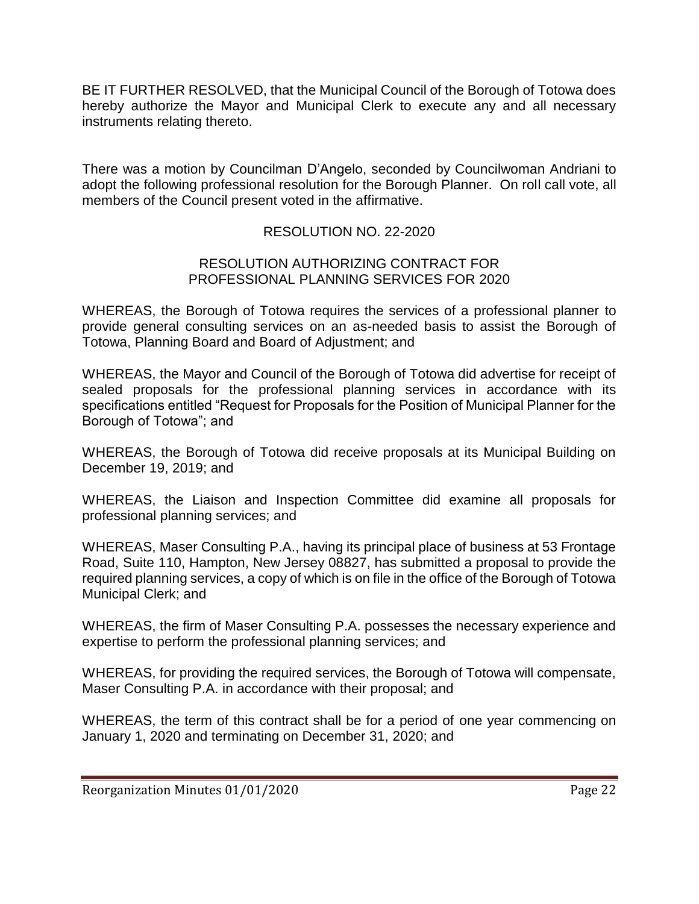BE IT FURTHER RESOLVED, that the Municipal Council of the Borough of Totowa does hereby authorize the Mayor and Municipal Clerk to execute any and all necessary instruments relating thereto.

There was a motion by Councilman D'Angelo, seconded by Councilwoman Andriani to adopt the following professional resolution for the Borough Planner. On roll call vote, all members of the Council present voted in the affirmative.

RESOLUTION NO. 22-2020

RESOLUTION AUTHORIZING CONTRACT FOR PROFESSIONAL PLANNING SERVICES FOR 2020

WHEREAS, the Borough of Totowa requires the services of a professional planner to provide general consulting services on an as-needed basis to assist the Borough of Totowa, Planning Board and Board of Adjustment; and

WHEREAS, the Mayor and Council of the Borough of Totowa did advertise for receipt of sealed proposals for the professional planning services in accordance with its specifications entitled "Request for Proposals for the Position of Municipal Planner for the Borough of Totowa"; and

WHEREAS, the Borough of Totowa did receive proposals at its Municipal Building on December 19, 2019; and

WHEREAS, the Liaison and Inspection Committee did examine all proposals for professional planning services; and

WHEREAS, Maser Consulting P.A., having its principal place of business at 53 Frontage Road, Suite 110, Hampton, New Jersey 08827, has submitted a proposal to provide the required planning services, a copy of which is on file in the office of the Borough of Totowa Municipal Clerk; and

WHEREAS, the firm of Maser Consulting P.A. possesses the necessary experience and expertise to perform the professional planning services; and

WHEREAS, for providing the required services, the Borough of Totowa will compensate, Maser Consulting P.A. in accordance with their proposal; and

WHEREAS, the term of this contract shall be for a period of one year commencing on January 1, 2020 and terminating on December 31, 2020; and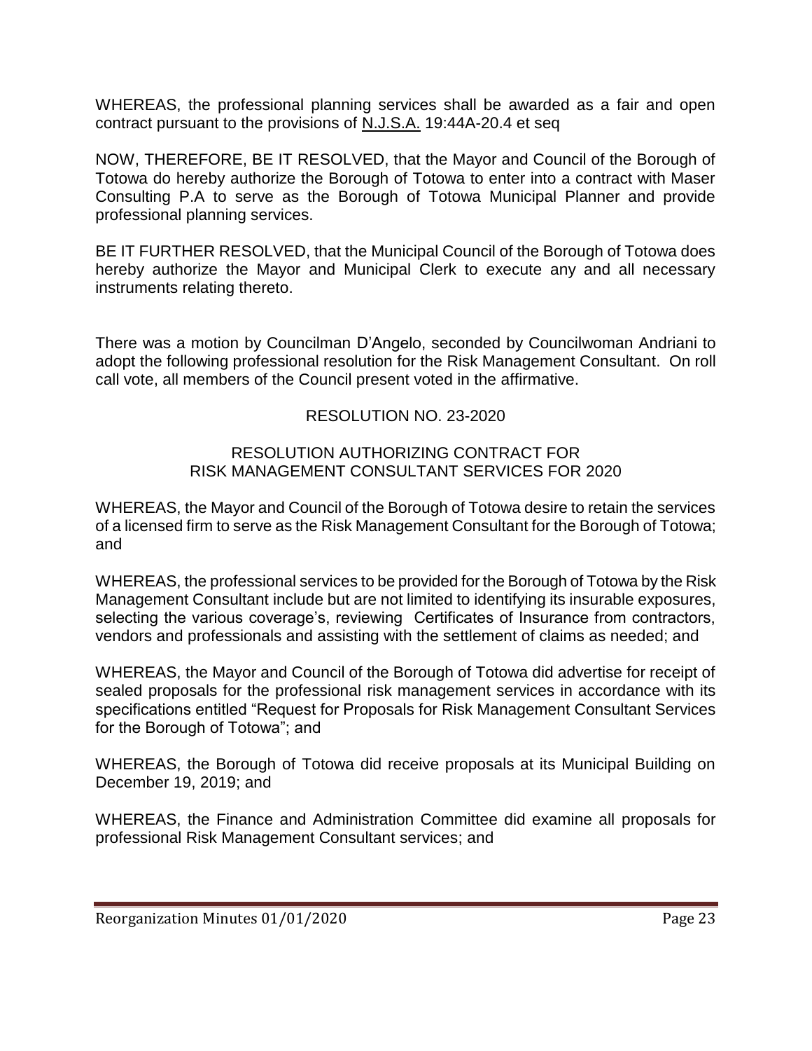WHEREAS, the professional planning services shall be awarded as a fair and open contract pursuant to the provisions of N.J.S.A. 19:44A-20.4 et seq

NOW, THEREFORE, BE IT RESOLVED, that the Mayor and Council of the Borough of Totowa do hereby authorize the Borough of Totowa to enter into a contract with Maser Consulting P.A to serve as the Borough of Totowa Municipal Planner and provide professional planning services.

BE IT FURTHER RESOLVED, that the Municipal Council of the Borough of Totowa does hereby authorize the Mayor and Municipal Clerk to execute any and all necessary instruments relating thereto.

There was a motion by Councilman D'Angelo, seconded by Councilwoman Andriani to adopt the following professional resolution for the Risk Management Consultant. On roll call vote, all members of the Council present voted in the affirmative.

RESOLUTION NO. 23-2020

RESOLUTION AUTHORIZING CONTRACT FOR
RISK MANAGEMENT CONSULTANT SERVICES FOR 2020

WHEREAS, the Mayor and Council of the Borough of Totowa desire to retain the services of a licensed firm to serve as the Risk Management Consultant for the Borough of Totowa; and

WHEREAS, the professional services to be provided for the Borough of Totowa by the Risk Management Consultant include but are not limited to identifying its insurable exposures, selecting the various coverage's, reviewing Certificates of Insurance from contractors, vendors and professionals and assisting with the settlement of claims as needed; and

WHEREAS, the Mayor and Council of the Borough of Totowa did advertise for receipt of sealed proposals for the professional risk management services in accordance with its specifications entitled "Request for Proposals for Risk Management Consultant Services for the Borough of Totowa"; and

WHEREAS, the Borough of Totowa did receive proposals at its Municipal Building on December 19, 2019; and

WHEREAS, the Finance and Administration Committee did examine all proposals for professional Risk Management Consultant services; and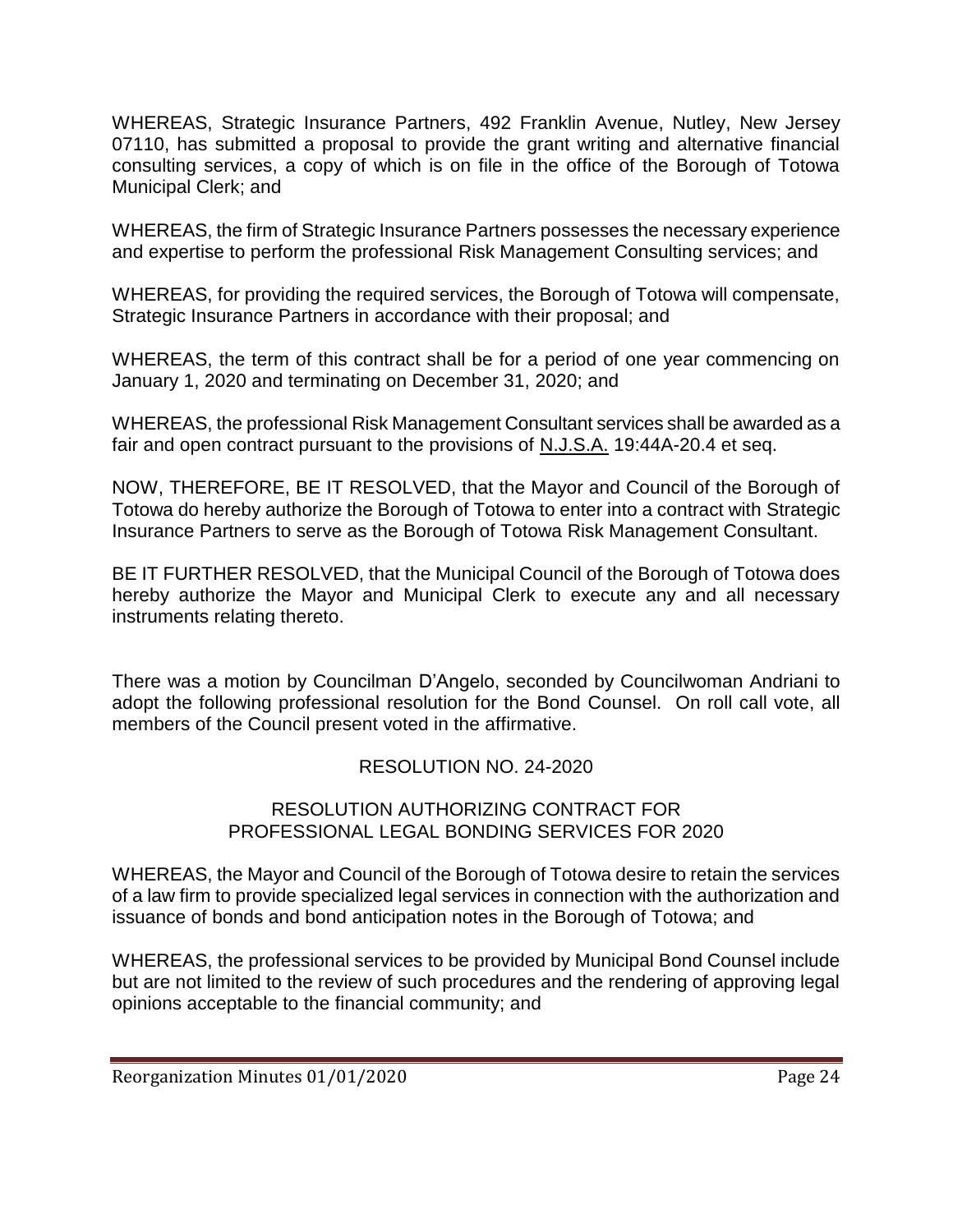WHEREAS, Strategic Insurance Partners, 492 Franklin Avenue, Nutley, New Jersey 07110, has submitted a proposal to provide the grant writing and alternative financial consulting services, a copy of which is on file in the office of the Borough of Totowa Municipal Clerk; and

WHEREAS, the firm of Strategic Insurance Partners possesses the necessary experience and expertise to perform the professional Risk Management Consulting services; and

WHEREAS, for providing the required services, the Borough of Totowa will compensate, Strategic Insurance Partners in accordance with their proposal; and

WHEREAS, the term of this contract shall be for a period of one year commencing on January 1, 2020 and terminating on December 31, 2020; and

WHEREAS, the professional Risk Management Consultant services shall be awarded as a fair and open contract pursuant to the provisions of N.J.S.A. 19:44A-20.4 et seq.

NOW, THEREFORE, BE IT RESOLVED, that the Mayor and Council of the Borough of Totowa do hereby authorize the Borough of Totowa to enter into a contract with Strategic Insurance Partners to serve as the Borough of Totowa Risk Management Consultant.

BE IT FURTHER RESOLVED, that the Municipal Council of the Borough of Totowa does hereby authorize the Mayor and Municipal Clerk to execute any and all necessary instruments relating thereto.

There was a motion by Councilman D'Angelo, seconded by Councilwoman Andriani to adopt the following professional resolution for the Bond Counsel. On roll call vote, all members of the Council present voted in the affirmative.

RESOLUTION NO. 24-2020

RESOLUTION AUTHORIZING CONTRACT FOR PROFESSIONAL LEGAL BONDING SERVICES FOR 2020

WHEREAS, the Mayor and Council of the Borough of Totowa desire to retain the services of a law firm to provide specialized legal services in connection with the authorization and issuance of bonds and bond anticipation notes in the Borough of Totowa; and

WHEREAS, the professional services to be provided by Municipal Bond Counsel include but are not limited to the review of such procedures and the rendering of approving legal opinions acceptable to the financial community; and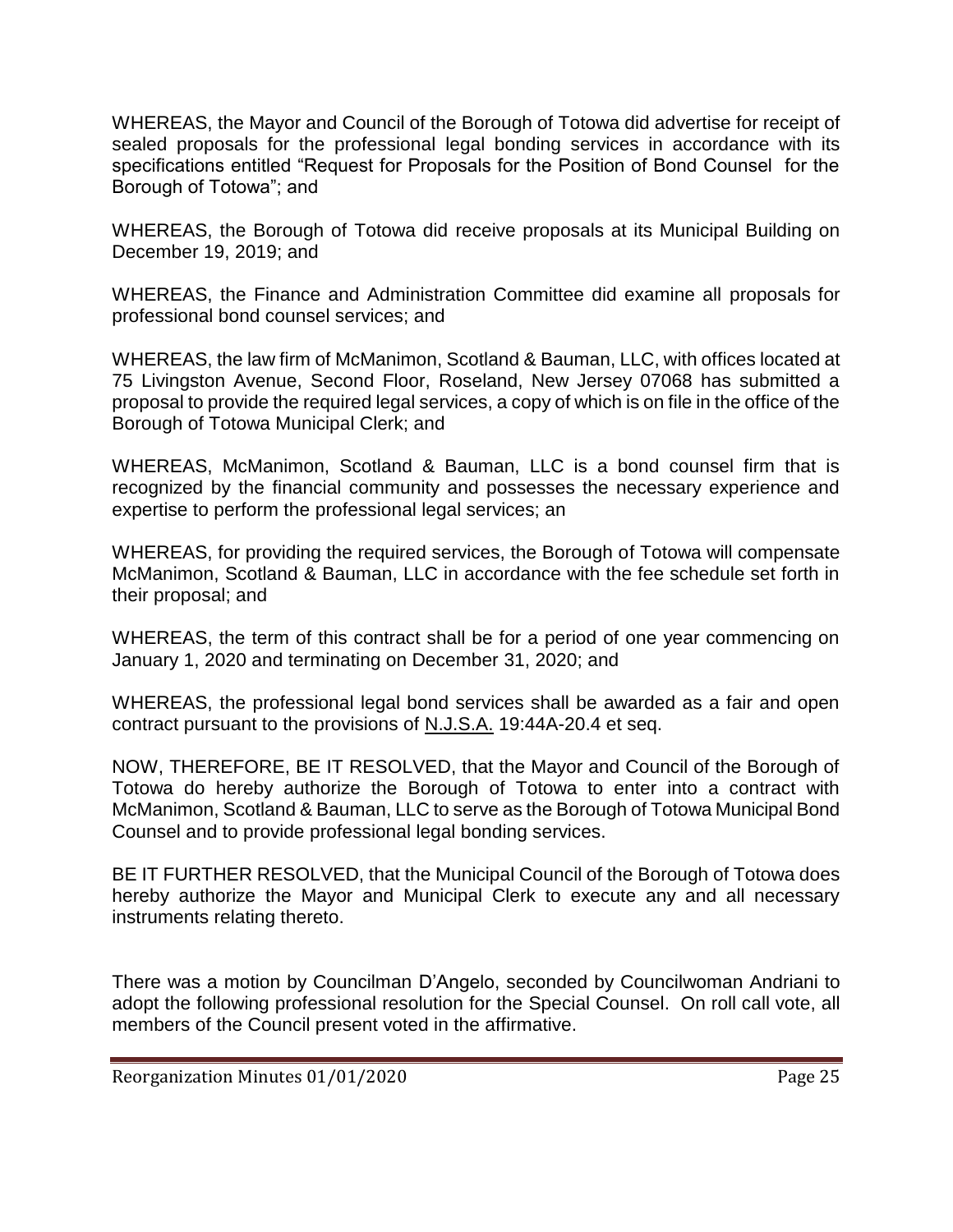WHEREAS, the Mayor and Council of the Borough of Totowa did advertise for receipt of sealed proposals for the professional legal bonding services in accordance with its specifications entitled "Request for Proposals for the Position of Bond Counsel for the Borough of Totowa"; and

WHEREAS, the Borough of Totowa did receive proposals at its Municipal Building on December 19, 2019; and

WHEREAS, the Finance and Administration Committee did examine all proposals for professional bond counsel services; and

WHEREAS, the law firm of McManimon, Scotland & Bauman, LLC, with offices located at 75 Livingston Avenue, Second Floor, Roseland, New Jersey 07068 has submitted a proposal to provide the required legal services, a copy of which is on file in the office of the Borough of Totowa Municipal Clerk; and

WHEREAS, McManimon, Scotland & Bauman, LLC is a bond counsel firm that is recognized by the financial community and possesses the necessary experience and expertise to perform the professional legal services; an

WHEREAS, for providing the required services, the Borough of Totowa will compensate McManimon, Scotland & Bauman, LLC in accordance with the fee schedule set forth in their proposal; and

WHEREAS, the term of this contract shall be for a period of one year commencing on January 1, 2020 and terminating on December 31, 2020; and

WHEREAS, the professional legal bond services shall be awarded as a fair and open contract pursuant to the provisions of N.J.S.A. 19:44A-20.4 et seq.

NOW, THEREFORE, BE IT RESOLVED, that the Mayor and Council of the Borough of Totowa do hereby authorize the Borough of Totowa to enter into a contract with McManimon, Scotland & Bauman, LLC to serve as the Borough of Totowa Municipal Bond Counsel and to provide professional legal bonding services.

BE IT FURTHER RESOLVED, that the Municipal Council of the Borough of Totowa does hereby authorize the Mayor and Municipal Clerk to execute any and all necessary instruments relating thereto.

There was a motion by Councilman D'Angelo, seconded by Councilwoman Andriani to adopt the following professional resolution for the Special Counsel. On roll call vote, all members of the Council present voted in the affirmative.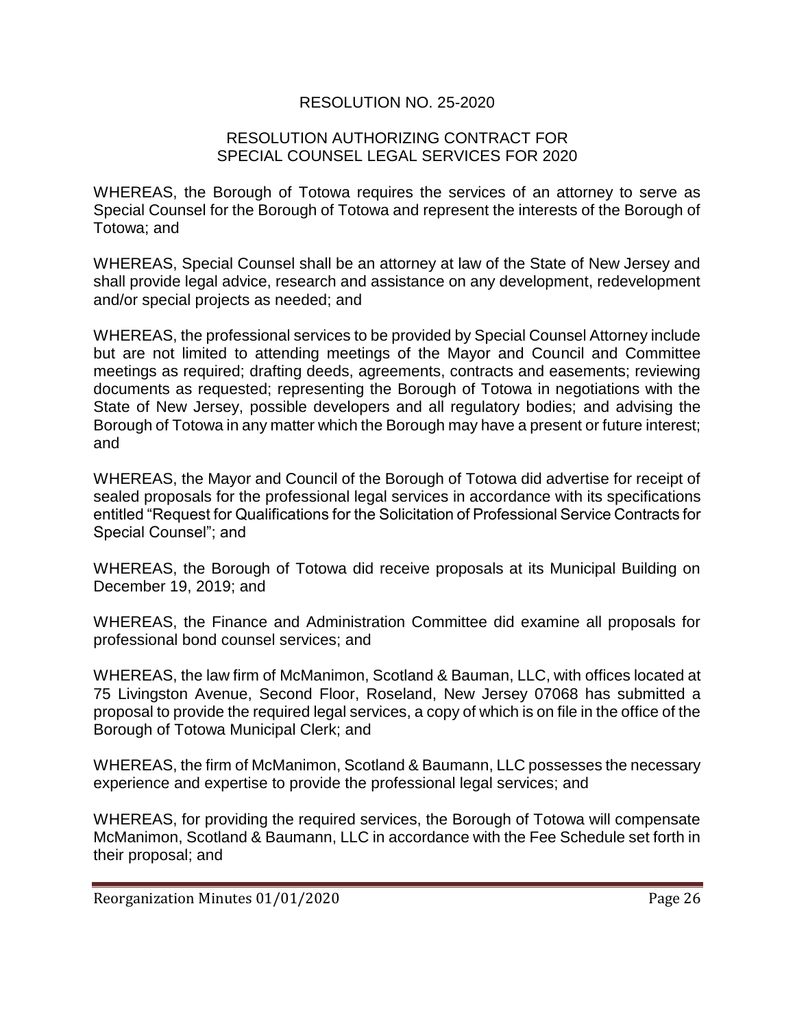## RESOLUTION NO. 25-2020

## RESOLUTION AUTHORIZING CONTRACT FOR SPECIAL COUNSEL LEGAL SERVICES FOR 2020

WHEREAS, the Borough of Totowa requires the services of an attorney to serve as Special Counsel for the Borough of Totowa and represent the interests of the Borough of Totowa; and

WHEREAS, Special Counsel shall be an attorney at law of the State of New Jersey and shall provide legal advice, research and assistance on any development, redevelopment and/or special projects as needed; and

WHEREAS, the professional services to be provided by Special Counsel Attorney include but are not limited to attending meetings of the Mayor and Council and Committee meetings as required; drafting deeds, agreements, contracts and easements; reviewing documents as requested; representing the Borough of Totowa in negotiations with the State of New Jersey, possible developers and all regulatory bodies; and advising the Borough of Totowa in any matter which the Borough may have a present or future interest; and

WHEREAS, the Mayor and Council of the Borough of Totowa did advertise for receipt of sealed proposals for the professional legal services in accordance with its specifications entitled "Request for Qualifications for the Solicitation of Professional Service Contracts for Special Counsel"; and

WHEREAS, the Borough of Totowa did receive proposals at its Municipal Building on December 19, 2019; and

WHEREAS, the Finance and Administration Committee did examine all proposals for professional bond counsel services; and

WHEREAS, the law firm of McManimon, Scotland & Bauman, LLC, with offices located at 75 Livingston Avenue, Second Floor, Roseland, New Jersey 07068 has submitted a proposal to provide the required legal services, a copy of which is on file in the office of the Borough of Totowa Municipal Clerk; and

WHEREAS, the firm of McManimon, Scotland & Baumann, LLC possesses the necessary experience and expertise to provide the professional legal services; and

WHEREAS, for providing the required services, the Borough of Totowa will compensate McManimon, Scotland & Baumann, LLC in accordance with the Fee Schedule set forth in their proposal; and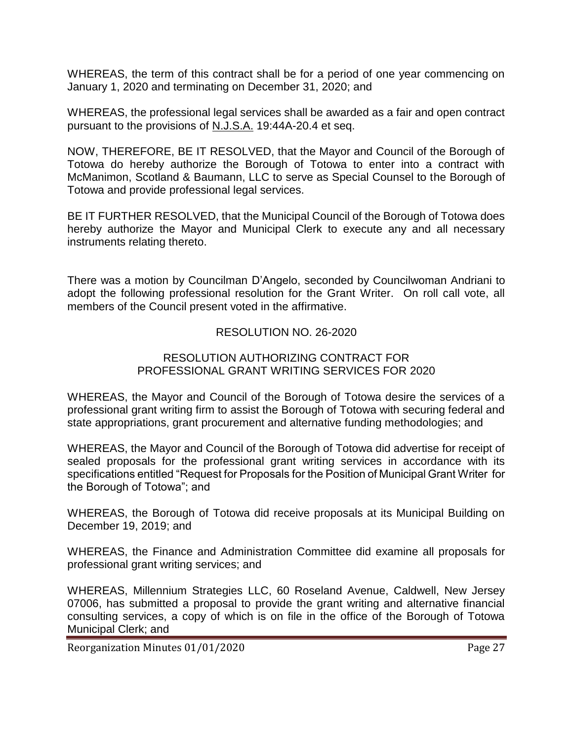WHEREAS, the term of this contract shall be for a period of one year commencing on January 1, 2020 and terminating on December 31, 2020; and

WHEREAS, the professional legal services shall be awarded as a fair and open contract pursuant to the provisions of N.J.S.A. 19:44A-20.4 et seq.

NOW, THEREFORE, BE IT RESOLVED, that the Mayor and Council of the Borough of Totowa do hereby authorize the Borough of Totowa to enter into a contract with McManimon, Scotland & Baumann, LLC to serve as Special Counsel to the Borough of Totowa and provide professional legal services.

BE IT FURTHER RESOLVED, that the Municipal Council of the Borough of Totowa does hereby authorize the Mayor and Municipal Clerk to execute any and all necessary instruments relating thereto.

There was a motion by Councilman D'Angelo, seconded by Councilwoman Andriani to adopt the following professional resolution for the Grant Writer. On roll call vote, all members of the Council present voted in the affirmative.

RESOLUTION NO. 26-2020

RESOLUTION AUTHORIZING CONTRACT FOR PROFESSIONAL GRANT WRITING SERVICES FOR 2020

WHEREAS, the Mayor and Council of the Borough of Totowa desire the services of a professional grant writing firm to assist the Borough of Totowa with securing federal and state appropriations, grant procurement and alternative funding methodologies; and

WHEREAS, the Mayor and Council of the Borough of Totowa did advertise for receipt of sealed proposals for the professional grant writing services in accordance with its specifications entitled "Request for Proposals for the Position of Municipal Grant Writer for the Borough of Totowa"; and

WHEREAS, the Borough of Totowa did receive proposals at its Municipal Building on December 19, 2019; and

WHEREAS, the Finance and Administration Committee did examine all proposals for professional grant writing services; and

WHEREAS, Millennium Strategies LLC, 60 Roseland Avenue, Caldwell, New Jersey 07006, has submitted a proposal to provide the grant writing and alternative financial consulting services, a copy of which is on file in the office of the Borough of Totowa Municipal Clerk; and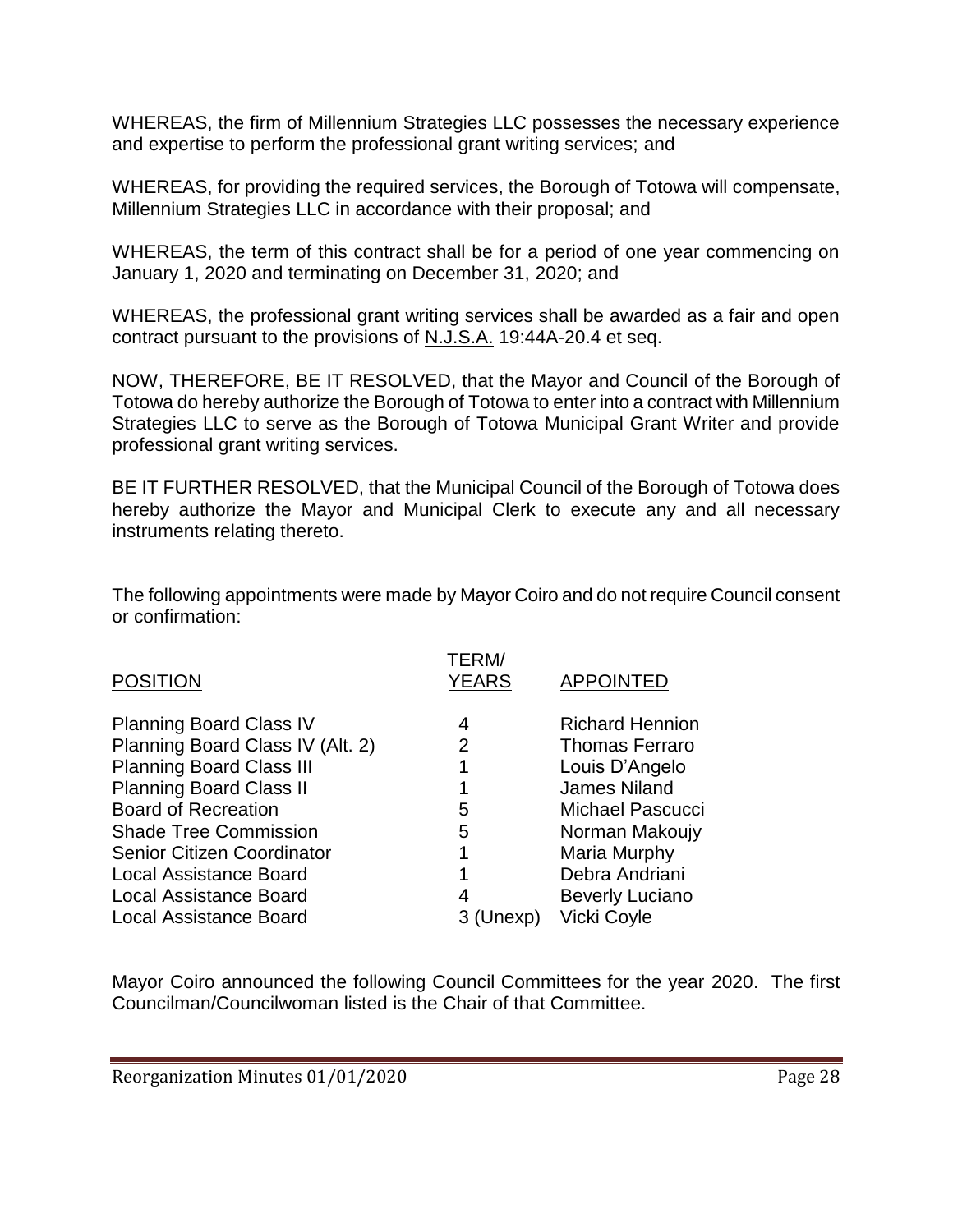WHEREAS, the firm of Millennium Strategies LLC possesses the necessary experience and expertise to perform the professional grant writing services; and

WHEREAS, for providing the required services, the Borough of Totowa will compensate, Millennium Strategies LLC in accordance with their proposal; and

WHEREAS, the term of this contract shall be for a period of one year commencing on January 1, 2020 and terminating on December 31, 2020; and

WHEREAS, the professional grant writing services shall be awarded as a fair and open contract pursuant to the provisions of N.J.S.A. 19:44A-20.4 et seq.

NOW, THEREFORE, BE IT RESOLVED, that the Mayor and Council of the Borough of Totowa do hereby authorize the Borough of Totowa to enter into a contract with Millennium Strategies LLC to serve as the Borough of Totowa Municipal Grant Writer and provide professional grant writing services.

BE IT FURTHER RESOLVED, that the Municipal Council of the Borough of Totowa does hereby authorize the Mayor and Municipal Clerk to execute any and all necessary instruments relating thereto.

The following appointments were made by Mayor Coiro and do not require Council consent or confirmation:

| POSITION | TERM/ YEARS | APPOINTED |
|---|---|---|
| Planning Board Class IV | 4 | Richard Hennion |
| Planning Board Class IV (Alt. 2) | 2 | Thomas Ferraro |
| Planning Board Class III | 1 | Louis D'Angelo |
| Planning Board Class II | 1 | James Niland |
| Board of Recreation | 5 | Michael Pascucci |
| Shade Tree Commission | 5 | Norman Makoujy |
| Senior Citizen Coordinator | 1 | Maria Murphy |
| Local Assistance Board | 1 | Debra Andriani |
| Local Assistance Board | 4 | Beverly Luciano |
| Local Assistance Board | 3 (Unexp) | Vicki Coyle |

Mayor Coiro announced the following Council Committees for the year 2020. The first Councilman/Councilwoman listed is the Chair of that Committee.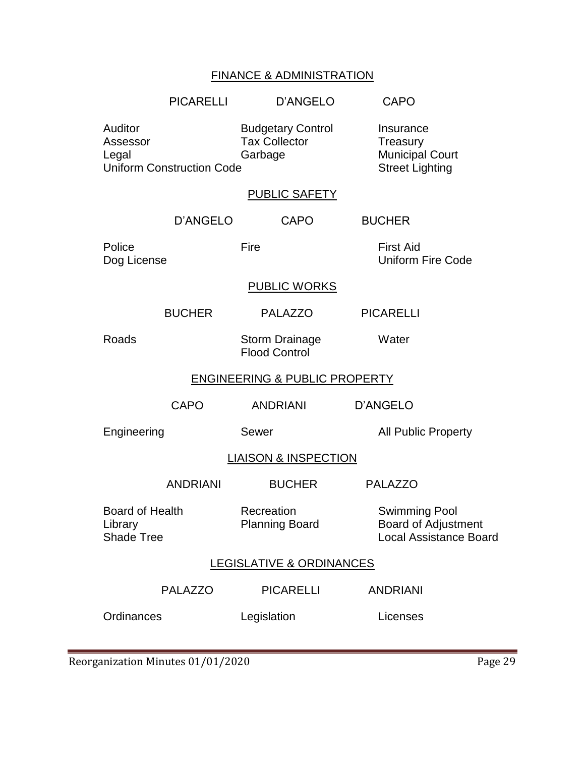## FINANCE & ADMINISTRATION

| PICARELLI | D'ANGELO | CAPO |
|---|---|---|
| Auditor | Budgetary Control | Insurance |
| Assessor | Tax Collector | Treasury |
| Legal | Garbage | Municipal Court |
| Uniform Construction Code | | Street Lighting |

## PUBLIC SAFETY

| D'ANGELO | CAPO | BUCHER |
|---|---|---|
| Police | Fire | First Aid |
| Dog License | | Uniform Fire Code |

## PUBLIC WORKS

| BUCHER | PALAZZO | PICARELLI |
|---|---|---|
| Roads | Storm Drainage | Water |
| | Flood Control | |

## ENGINEERING & PUBLIC PROPERTY

| CAPO | ANDRIANI | D'ANGELO |
|---|---|---|
| Engineering | Sewer | All Public Property |

## LIAISON & INSPECTION

| ANDRIANI | BUCHER | PALAZZO |
|---|---|---|
| Board of Health | Recreation | Swimming Pool |
| Library | Planning Board | Board of Adjustment |
| Shade Tree | | Local Assistance Board |

## LEGISLATIVE & ORDINANCES

| PALAZZO | PICARELLI | ANDRIANI |
|---|---|---|
| Ordinances | Legislation | Licenses |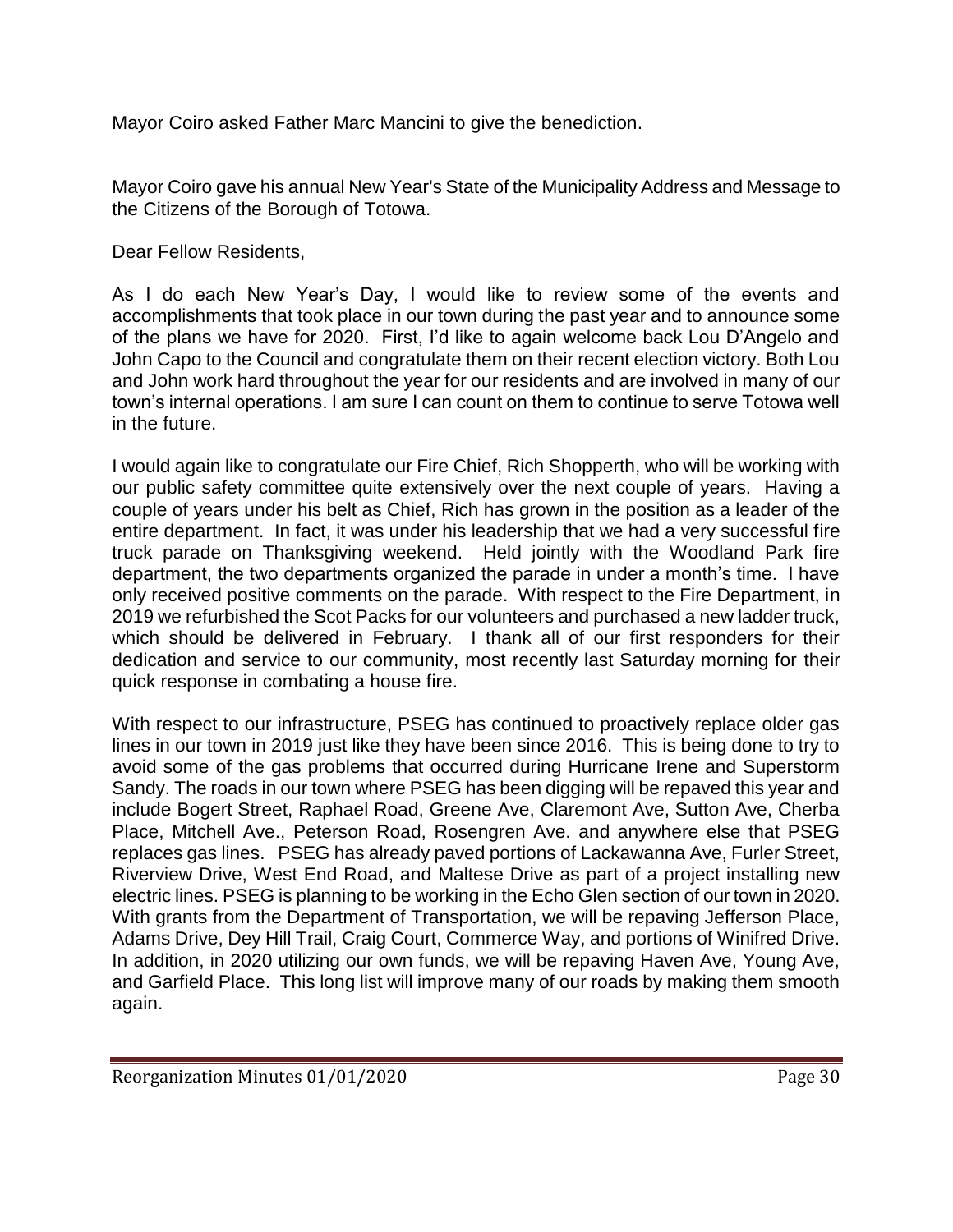Mayor Coiro asked Father Marc Mancini to give the benediction.

Mayor Coiro gave his annual New Year's State of the Municipality Address and Message to the Citizens of the Borough of Totowa.

Dear Fellow Residents,

As I do each New Year's Day, I would like to review some of the events and accomplishments that took place in our town during the past year and to announce some of the plans we have for 2020. First, I'd like to again welcome back Lou D'Angelo and John Capo to the Council and congratulate them on their recent election victory. Both Lou and John work hard throughout the year for our residents and are involved in many of our town's internal operations. I am sure I can count on them to continue to serve Totowa well in the future.

I would again like to congratulate our Fire Chief, Rich Shopperth, who will be working with our public safety committee quite extensively over the next couple of years. Having a couple of years under his belt as Chief, Rich has grown in the position as a leader of the entire department. In fact, it was under his leadership that we had a very successful fire truck parade on Thanksgiving weekend. Held jointly with the Woodland Park fire department, the two departments organized the parade in under a month's time. I have only received positive comments on the parade. With respect to the Fire Department, in 2019 we refurbished the Scot Packs for our volunteers and purchased a new ladder truck, which should be delivered in February. I thank all of our first responders for their dedication and service to our community, most recently last Saturday morning for their quick response in combating a house fire.

With respect to our infrastructure, PSEG has continued to proactively replace older gas lines in our town in 2019 just like they have been since 2016. This is being done to try to avoid some of the gas problems that occurred during Hurricane Irene and Superstorm Sandy. The roads in our town where PSEG has been digging will be repaved this year and include Bogert Street, Raphael Road, Greene Ave, Claremont Ave, Sutton Ave, Cherba Place, Mitchell Ave., Peterson Road, Rosengren Ave. and anywhere else that PSEG replaces gas lines. PSEG has already paved portions of Lackawanna Ave, Furler Street, Riverview Drive, West End Road, and Maltese Drive as part of a project installing new electric lines. PSEG is planning to be working in the Echo Glen section of our town in 2020. With grants from the Department of Transportation, we will be repaving Jefferson Place, Adams Drive, Dey Hill Trail, Craig Court, Commerce Way, and portions of Winifred Drive. In addition, in 2020 utilizing our own funds, we will be repaving Haven Ave, Young Ave, and Garfield Place. This long list will improve many of our roads by making them smooth again.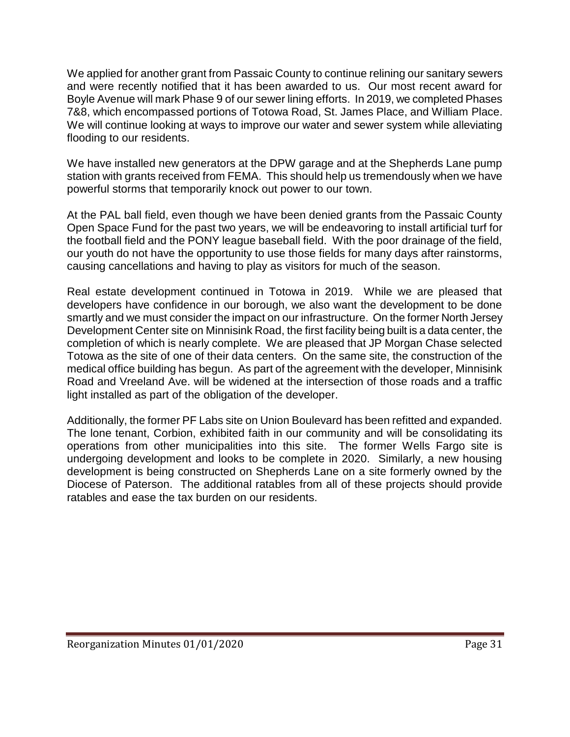We applied for another grant from Passaic County to continue relining our sanitary sewers and were recently notified that it has been awarded to us. Our most recent award for Boyle Avenue will mark Phase 9 of our sewer lining efforts. In 2019, we completed Phases 7&8, which encompassed portions of Totowa Road, St. James Place, and William Place. We will continue looking at ways to improve our water and sewer system while alleviating flooding to our residents.

We have installed new generators at the DPW garage and at the Shepherds Lane pump station with grants received from FEMA. This should help us tremendously when we have powerful storms that temporarily knock out power to our town.

At the PAL ball field, even though we have been denied grants from the Passaic County Open Space Fund for the past two years, we will be endeavoring to install artificial turf for the football field and the PONY league baseball field. With the poor drainage of the field, our youth do not have the opportunity to use those fields for many days after rainstorms, causing cancellations and having to play as visitors for much of the season.

Real estate development continued in Totowa in 2019. While we are pleased that developers have confidence in our borough, we also want the development to be done smartly and we must consider the impact on our infrastructure. On the former North Jersey Development Center site on Minnisink Road, the first facility being built is a data center, the completion of which is nearly complete. We are pleased that JP Morgan Chase selected Totowa as the site of one of their data centers. On the same site, the construction of the medical office building has begun. As part of the agreement with the developer, Minnisink Road and Vreeland Ave. will be widened at the intersection of those roads and a traffic light installed as part of the obligation of the developer.

Additionally, the former PF Labs site on Union Boulevard has been refitted and expanded. The lone tenant, Corbion, exhibited faith in our community and will be consolidating its operations from other municipalities into this site. The former Wells Fargo site is undergoing development and looks to be complete in 2020. Similarly, a new housing development is being constructed on Shepherds Lane on a site formerly owned by the Diocese of Paterson. The additional ratables from all of these projects should provide ratables and ease the tax burden on our residents.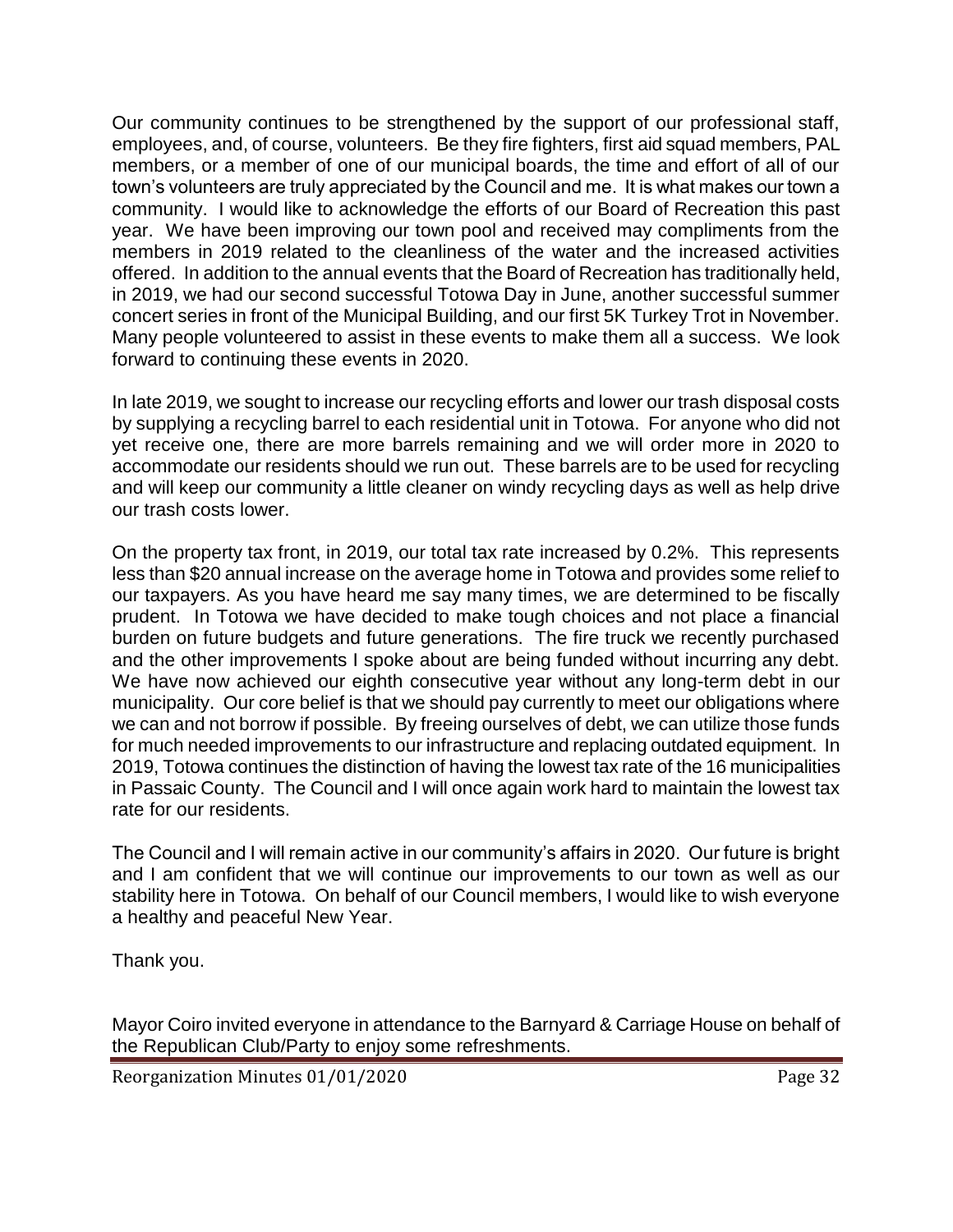Our community continues to be strengthened by the support of our professional staff, employees, and, of course, volunteers. Be they fire fighters, first aid squad members, PAL members, or a member of one of our municipal boards, the time and effort of all of our town's volunteers are truly appreciated by the Council and me. It is what makes our town a community. I would like to acknowledge the efforts of our Board of Recreation this past year. We have been improving our town pool and received may compliments from the members in 2019 related to the cleanliness of the water and the increased activities offered. In addition to the annual events that the Board of Recreation has traditionally held, in 2019, we had our second successful Totowa Day in June, another successful summer concert series in front of the Municipal Building, and our first 5K Turkey Trot in November. Many people volunteered to assist in these events to make them all a success. We look forward to continuing these events in 2020.

In late 2019, we sought to increase our recycling efforts and lower our trash disposal costs by supplying a recycling barrel to each residential unit in Totowa. For anyone who did not yet receive one, there are more barrels remaining and we will order more in 2020 to accommodate our residents should we run out. These barrels are to be used for recycling and will keep our community a little cleaner on windy recycling days as well as help drive our trash costs lower.

On the property tax front, in 2019, our total tax rate increased by 0.2%. This represents less than $20 annual increase on the average home in Totowa and provides some relief to our taxpayers. As you have heard me say many times, we are determined to be fiscally prudent. In Totowa we have decided to make tough choices and not place a financial burden on future budgets and future generations. The fire truck we recently purchased and the other improvements I spoke about are being funded without incurring any debt. We have now achieved our eighth consecutive year without any long-term debt in our municipality. Our core belief is that we should pay currently to meet our obligations where we can and not borrow if possible. By freeing ourselves of debt, we can utilize those funds for much needed improvements to our infrastructure and replacing outdated equipment. In 2019, Totowa continues the distinction of having the lowest tax rate of the 16 municipalities in Passaic County. The Council and I will once again work hard to maintain the lowest tax rate for our residents.

The Council and I will remain active in our community's affairs in 2020. Our future is bright and I am confident that we will continue our improvements to our town as well as our stability here in Totowa. On behalf of our Council members, I would like to wish everyone a healthy and peaceful New Year.

Thank you.

Mayor Coiro invited everyone in attendance to the Barnyard & Carriage House on behalf of the Republican Club/Party to enjoy some refreshments.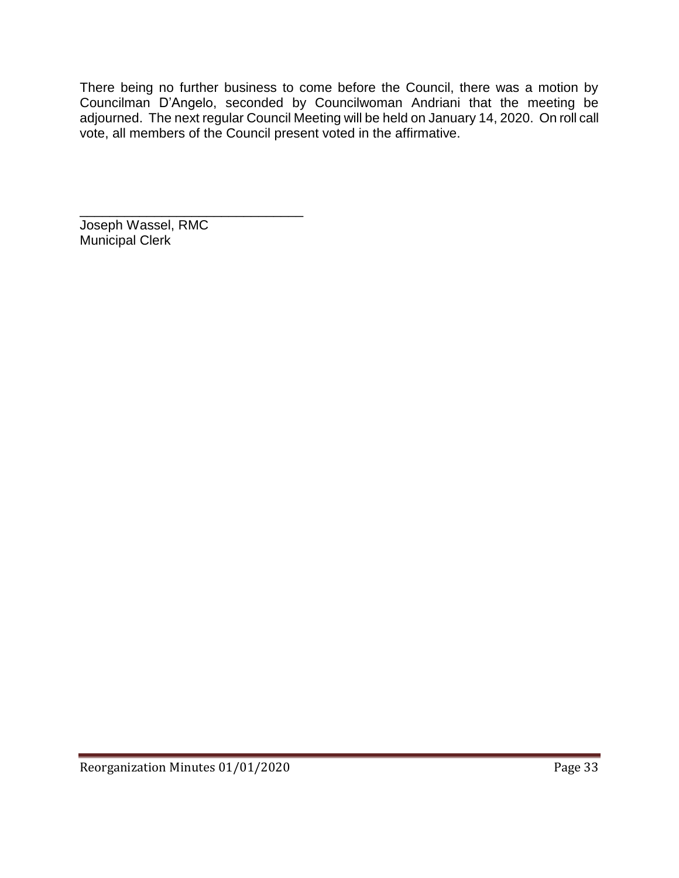There being no further business to come before the Council, there was a motion by Councilman D'Angelo, seconded by Councilwoman Andriani that the meeting be adjourned. The next regular Council Meeting will be held on January 14, 2020. On roll call vote, all members of the Council present voted in the affirmative.

______________________________

Joseph Wassel, RMC
Municipal Clerk